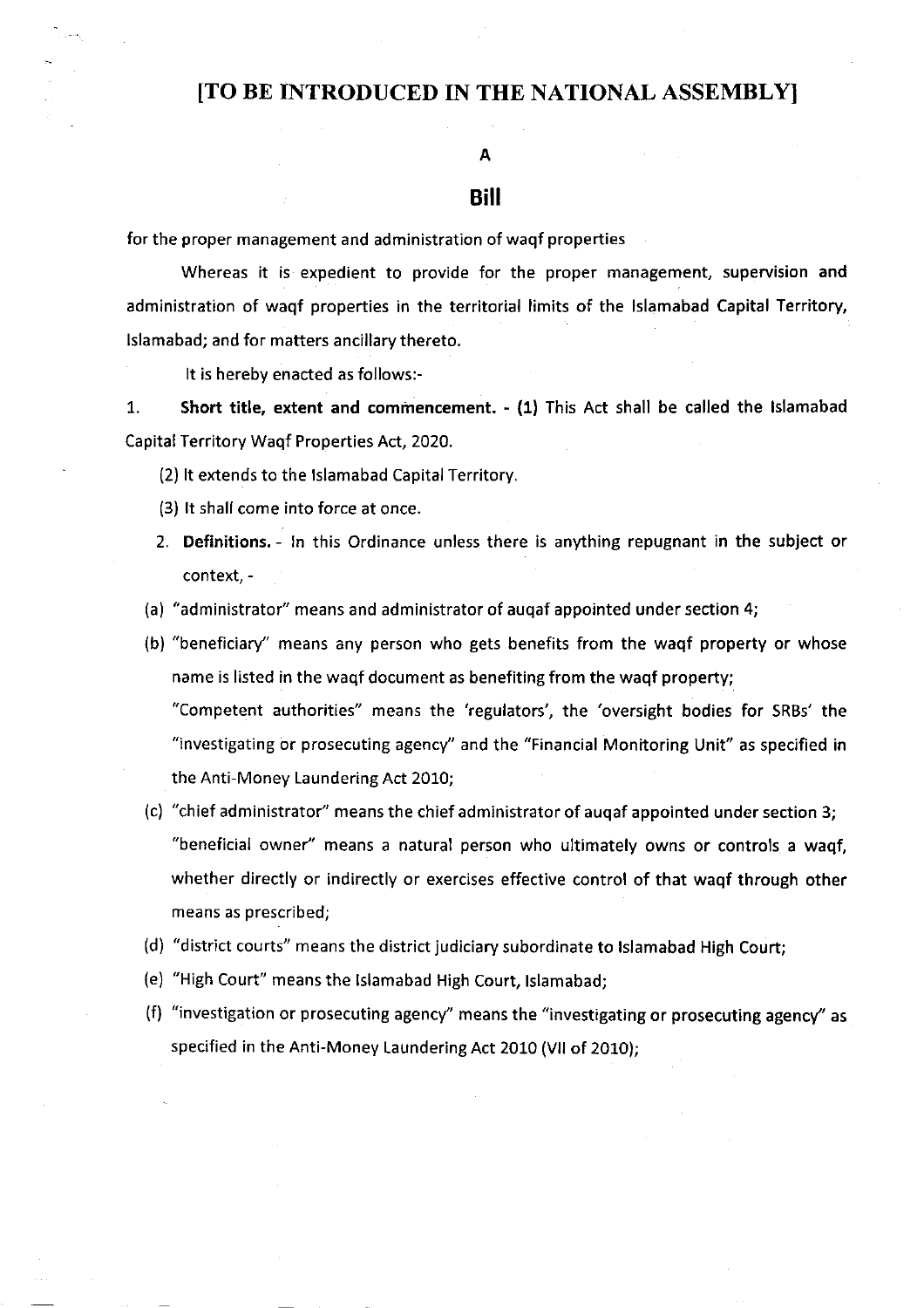# [TO BE INTRODUCED IN THE NATIONAL ASSEMBLY]

## A

## Bill

for the proper management and administration of waqf properties

Whereas it is expedient to provide for the proper management, supervision and administration of waqf properties in the territorial limits of the Islamabad Capital Territory, Islamabad; and for matters ancillary thereto.

It is hereby enacted as follows:-

1. **Short title, extent and commencement.** - (1) This Act shall be called the Islamabad Capital Territory Waqf Properties Act, 2020.

(2) It extends to the Islamabad Capital Territory.

(3) It shall come into force at once.

2. **Definitions.** - In this Ordinance unless there is anything repugnant in the subject or context, -

(a) "administrator" means and administrator of auqaf appointed under section 4;

(b) "beneficiary" means any person who gets benefits from the waqf property or whose name is listed in the waqf document as benefiting from the waqf property;

"Competent authorities" means the 'regulators', the 'oversight bodies for SRBs' the "investigating or prosecuting agency" and the "Financial Monitoring Unit" as specified in the Anti-Money Laundering Act 2010;

(c) "chief administrator" means the chief administrator of auqaf appointed under section 3;

"beneficial owner" means a natural person who ultimately owns or controls a waqf, whether directly or indirectly or exercises effective control of that waqf through other means as prescribed;

(d) "district courts" means the district judiciary subordinate to Islamabad High Court;

(e) "High Court" means the Islamabad High Court, Islamabad;

(f) "investigation or prosecuting agency" means the "investigating or prosecuting agency" as specified in the Anti-Money Laundering Act 2010 (VII of 2010);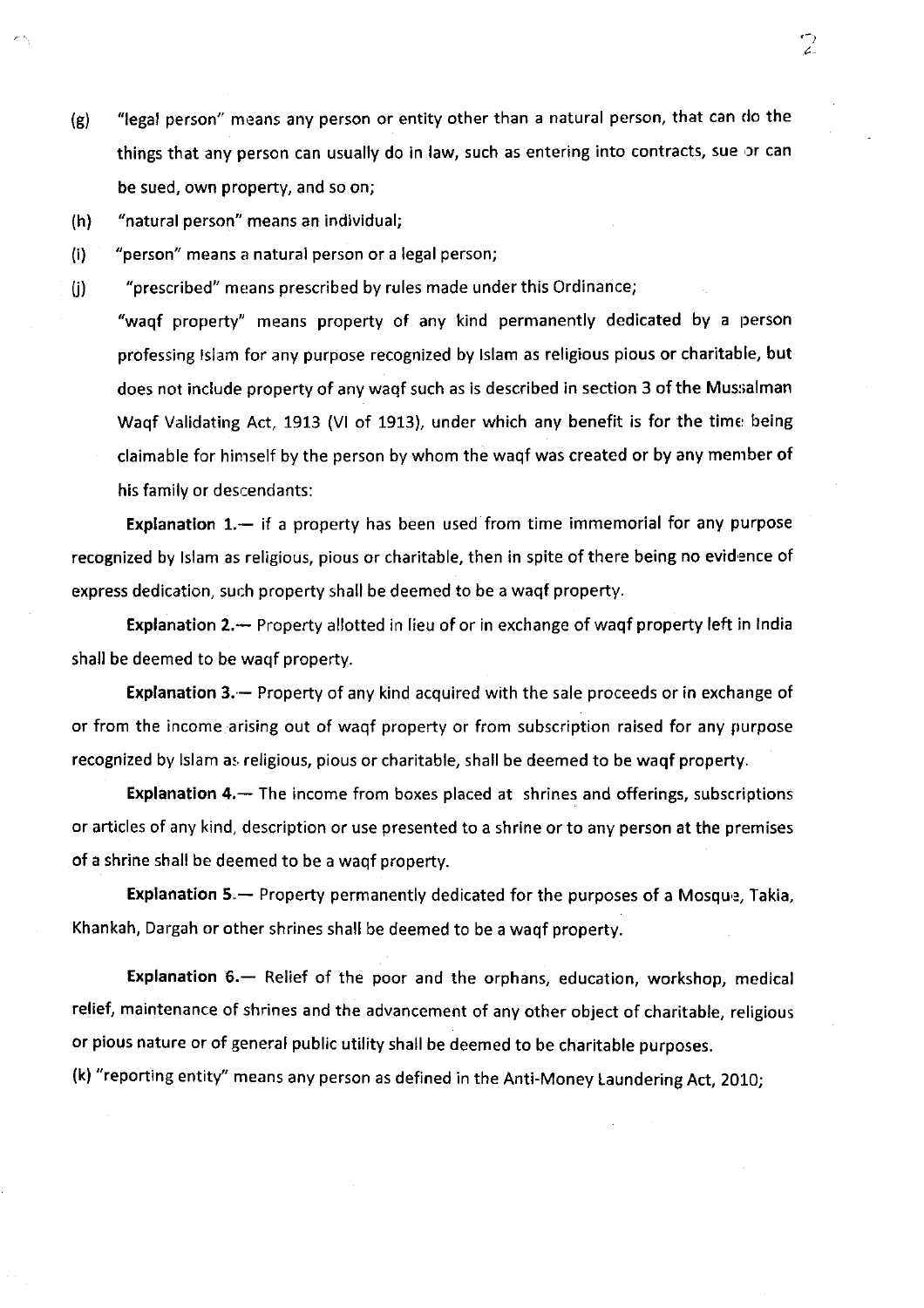(g) "legal person" means any person or entity other than a natural person, that can do the things that any person can usually do in law, such as entering into contracts, sue or can be sued, own property, and so on;

(h) "natural person" means an individual;

(i) "person" means a natural person or a legal person;

(j) "prescribed" means prescribed by rules made under this Ordinance;

"waqf property" means property of any kind permanently dedicated by a person professing Islam for any purpose recognized by Islam as religious pious or charitable, but does not include property of any waqf such as is described in section 3 of the Mussalman Waqf Validating Act, 1913 (VI of 1913), under which any benefit is for the time being claimable for himself by the person by whom the waqf was created or by any member of his family or descendants:

**Explanation 1.**— if a property has been used from time immemorial for any purpose recognized by Islam as religious, pious or charitable, then in spite of there being no evidence of express dedication, such property shall be deemed to be a waqf property.

**Explanation 2.**— Property allotted in lieu of or in exchange of waqf property left in India shall be deemed to be waqf property.

**Explanation 3.**— Property of any kind acquired with the sale proceeds or in exchange of or from the income arising out of waqf property or from subscription raised for any purpose recognized by Islam as religious, pious or charitable, shall be deemed to be waqf property.

**Explanation 4.**— The income from boxes placed at shrines and offerings, subscriptions or articles of any kind, description or use presented to a shrine or to any person at the premises of a shrine shall be deemed to be a waqf property.

**Explanation 5.**— Property permanently dedicated for the purposes of a Mosque, Takia, Khankah, Dargah or other shrines shall be deemed to be a waqf property.

**Explanation 6.**— Relief of the poor and the orphans, education, workshop, medical relief, maintenance of shrines and the advancement of any other object of charitable, religious or pious nature or of general public utility shall be deemed to be charitable purposes.

(k) "reporting entity" means any person as defined in the Anti-Money Laundering Act, 2010;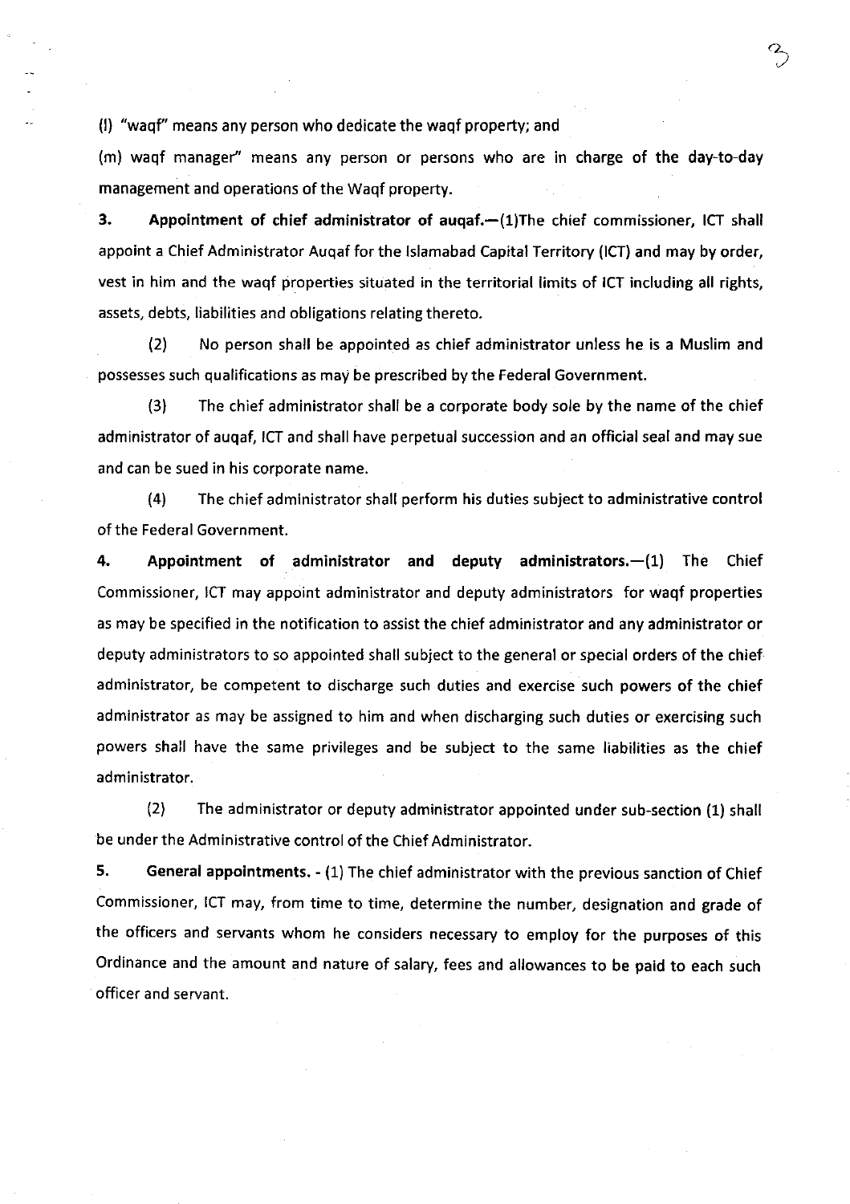(l) "waqf" means any person who dedicate the waqf property; and

(m) waqf manager" means any person or persons who are in charge of the day-to-day management and operations of the Waqf property.

**3. Appointment of chief administrator of auqaf.**—(1)The chief commissioner, ICT shall appoint a Chief Administrator Auqaf for the Islamabad Capital Territory (ICT) and may by order, vest in him and the waqf properties situated in the territorial limits of ICT including all rights, assets, debts, liabilities and obligations relating thereto.

(2) No person shall be appointed as chief administrator unless he is a Muslim and possesses such qualifications as may be prescribed by the Federal Government.

(3) The chief administrator shall be a corporate body sole by the name of the chief administrator of auqaf, ICT and shall have perpetual succession and an official seal and may sue and can be sued in his corporate name.

(4) The chief administrator shall perform his duties subject to administrative control of the Federal Government.

**4. Appointment of administrator and deputy administrators.**—(1) The Chief Commissioner, ICT may appoint administrator and deputy administrators for waqf properties as may be specified in the notification to assist the chief administrator and any administrator or deputy administrators to so appointed shall subject to the general or special orders of the chief administrator, be competent to discharge such duties and exercise such powers of the chief administrator as may be assigned to him and when discharging such duties or exercising such powers shall have the same privileges and be subject to the same liabilities as the chief administrator.

(2) The administrator or deputy administrator appointed under sub-section (1) shall be under the Administrative control of the Chief Administrator.

**5. General appointments.** - (1) The chief administrator with the previous sanction of Chief Commissioner, ICT may, from time to time, determine the number, designation and grade of the officers and servants whom he considers necessary to employ for the purposes of this Ordinance and the amount and nature of salary, fees and allowances to be paid to each such officer and servant.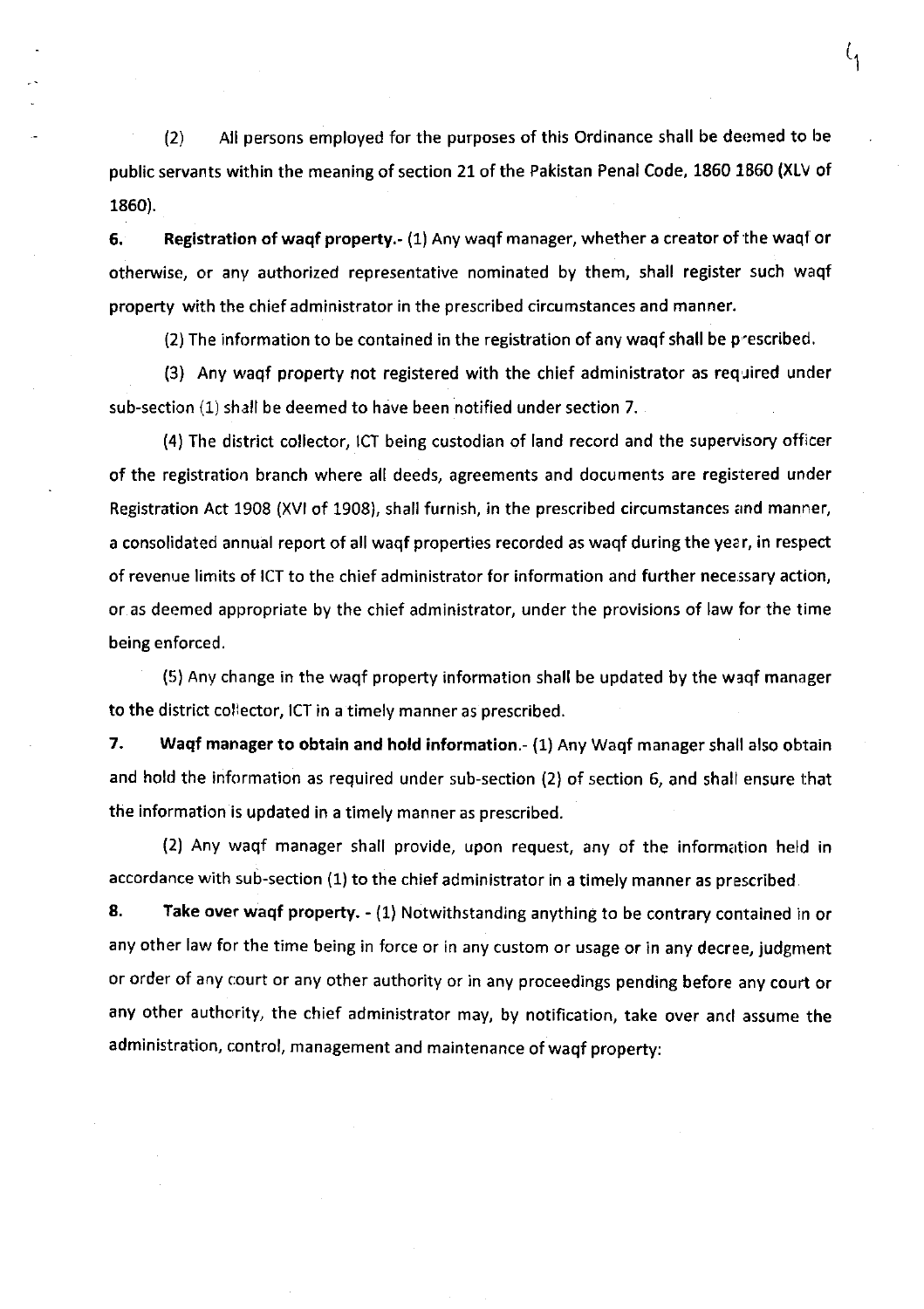(2) All persons employed for the purposes of this Ordinance shall be deemed to be public servants within the meaning of section 21 of the Pakistan Penal Code, 1860 1860 (XLV of 1860).

**6. Registration of waqf property.**- (1) Any waqf manager, whether a creator of the waqf or otherwise, or any authorized representative nominated by them, shall register such waqf property with the chief administrator in the prescribed circumstances and manner.

(2) The information to be contained in the registration of any waqf shall be prescribed.

(3) Any waqf property not registered with the chief administrator as required under sub-section (1) shall be deemed to have been notified under section 7.

(4) The district collector, ICT being custodian of land record and the supervisory officer of the registration branch where all deeds, agreements and documents are registered under Registration Act 1908 (XVI of 1908), shall furnish, in the prescribed circumstances and manner, a consolidated annual report of all waqf properties recorded as waqf during the year, in respect of revenue limits of ICT to the chief administrator for information and further necessary action, or as deemed appropriate by the chief administrator, under the provisions of law for the time being enforced.

(5) Any change in the waqf property information shall be updated by the waqf manager to the district collector, ICT in a timely manner as prescribed.

**7. Waqf manager to obtain and hold information.**- (1) Any Waqf manager shall also obtain and hold the information as required under sub-section (2) of section 6, and shall ensure that the information is updated in a timely manner as prescribed.

(2) Any waqf manager shall provide, upon request, any of the information held in accordance with sub-section (1) to the chief administrator in a timely manner as prescribed.

**8. Take over waqf property.** - (1) Notwithstanding anything to be contrary contained in or any other law for the time being in force or in any custom or usage or in any decree, judgment or order of any court or any other authority or in any proceedings pending before any court or any other authority, the chief administrator may, by notification, take over and assume the administration, control, management and maintenance of waqf property: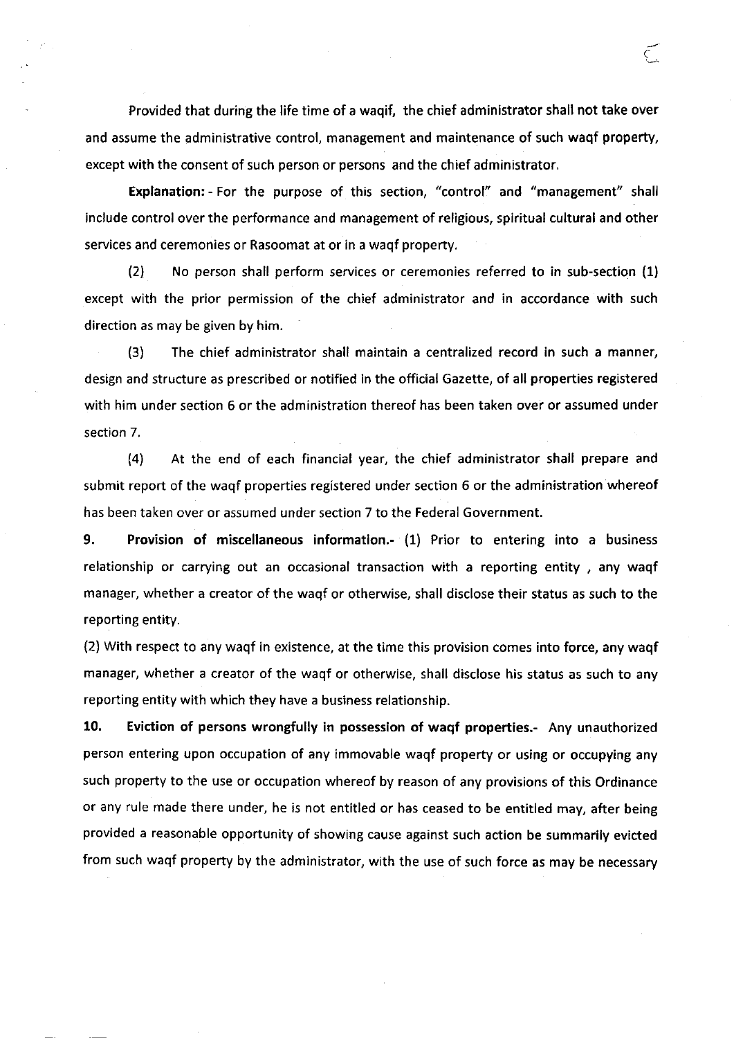Provided that during the life time of a waqif, the chief administrator shall not take over and assume the administrative control, management and maintenance of such waqf property, except with the consent of such person or persons and the chief administrator.

**Explanation:** - For the purpose of this section, "control" and "management" shall include control over the performance and management of religious, spiritual cultural and other services and ceremonies or Rasoomat at or in a waqf property.

(2) No person shall perform services or ceremonies referred to in sub-section (1) except with the prior permission of the chief administrator and in accordance with such direction as may be given by him.

(3) The chief administrator shall maintain a centralized record in such a manner, design and structure as prescribed or notified in the official Gazette, of all properties registered with him under section 6 or the administration thereof has been taken over or assumed under section 7.

(4) At the end of each financial year, the chief administrator shall prepare and submit report of the waqf properties registered under section 6 or the administration whereof has been taken over or assumed under section 7 to the Federal Government.

**9. Provision of miscellaneous information.-** (1) Prior to entering into a business relationship or carrying out an occasional transaction with a reporting entity , any waqf manager, whether a creator of the waqf or otherwise, shall disclose their status as such to the reporting entity.

(2) With respect to any waqf in existence, at the time this provision comes into force, any waqf manager, whether a creator of the waqf or otherwise, shall disclose his status as such to any reporting entity with which they have a business relationship.

**10. Eviction of persons wrongfully in possession of waqf properties.-** Any unauthorized person entering upon occupation of any immovable waqf property or using or occupying any such property to the use or occupation whereof by reason of any provisions of this Ordinance or any rule made there under, he is not entitled or has ceased to be entitled may, after being provided a reasonable opportunity of showing cause against such action be summarily evicted from such waqf property by the administrator, with the use of such force as may be necessary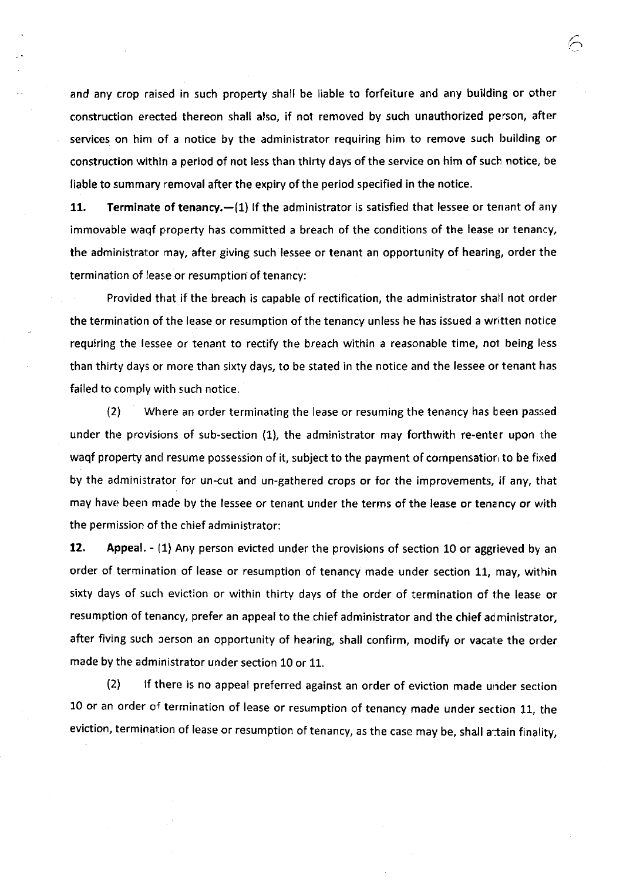and any crop raised in such property shall be liable to forfeiture and any building or other construction erected thereon shall also, if not removed by such unauthorized person, after services on him of a notice by the administrator requiring him to remove such building or construction within a period of not less than thirty days of the service on him of such notice, be liable to summary removal after the expiry of the period specified in the notice.

**11. Terminate of tenancy.**—(1) If the administrator is satisfied that lessee or tenant of any immovable waqf property has committed a breach of the conditions of the lease or tenancy, the administrator may, after giving such lessee or tenant an opportunity of hearing, order the termination of lease or resumption of tenancy:

Provided that if the breach is capable of rectification, the administrator shall not order the termination of the lease or resumption of the tenancy unless he has issued a written notice requiring the lessee or tenant to rectify the breach within a reasonable time, not being less than thirty days or more than sixty days, to be stated in the notice and the lessee or tenant has failed to comply with such notice.

(2) Where an order terminating the lease or resuming the tenancy has been passed under the provisions of sub-section (1), the administrator may forthwith re-enter upon the waqf property and resume possession of it, subject to the payment of compensation to be fixed by the administrator for un-cut and un-gathered crops or for the improvements, if any, that may have been made by the lessee or tenant under the terms of the lease or tenancy or with the permission of the chief administrator:

**12. Appeal.** - (1) Any person evicted under the provisions of section 10 or aggrieved by an order of termination of lease or resumption of tenancy made under section 11, may, within sixty days of such eviction or within thirty days of the order of termination of the lease or resumption of tenancy, prefer an appeal to the chief administrator and the chief administrator, after fiving such person an opportunity of hearing, shall confirm, modify or vacate the order made by the administrator under section 10 or 11.

(2) If there is no appeal preferred against an order of eviction made under section 10 or an order of termination of lease or resumption of tenancy made under section 11, the eviction, termination of lease or resumption of tenancy, as the case may be, shall attain finality,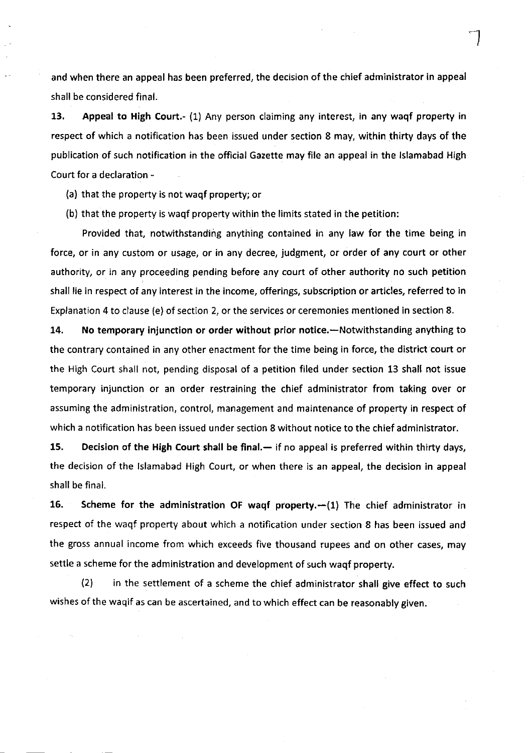and when there an appeal has been preferred, the decision of the chief administrator in appeal shall be considered final.

**13. Appeal to High Court.**- (1) Any person claiming any interest, in any waqf property in respect of which a notification has been issued under section 8 may, within thirty days of the publication of such notification in the official Gazette may file an appeal in the Islamabad High Court for a declaration -

(a) that the property is not waqf property; or

(b) that the property is waqf property within the limits stated in the petition:

Provided that, notwithstanding anything contained in any law for the time being in force, or in any custom or usage, or in any decree, judgment, or order of any court or other authority, or in any proceeding pending before any court of other authority no such petition shall lie in respect of any interest in the income, offerings, subscription or articles, referred to in Explanation 4 to clause (e) of section 2, or the services or ceremonies mentioned in section 8.

**14. No temporary injunction or order without prior notice.**—Notwithstanding anything to the contrary contained in any other enactment for the time being in force, the district court or the High Court shall not, pending disposal of a petition filed under section 13 shall not issue temporary injunction or an order restraining the chief administrator from taking over or assuming the administration, control, management and maintenance of property in respect of which a notification has been issued under section 8 without notice to the chief administrator.

**15. Decision of the High Court shall be final.**— if no appeal is preferred within thirty days, the decision of the Islamabad High Court, or when there is an appeal, the decision in appeal shall be final.

**16. Scheme for the administration OF waqf property.**—(1) The chief administrator in respect of the waqf property about which a notification under section 8 has been issued and the gross annual income from which exceeds five thousand rupees and on other cases, may settle a scheme for the administration and development of such waqf property.

(2) in the settlement of a scheme the chief administrator shall give effect to such wishes of the waqif as can be ascertained, and to which effect can be reasonably given.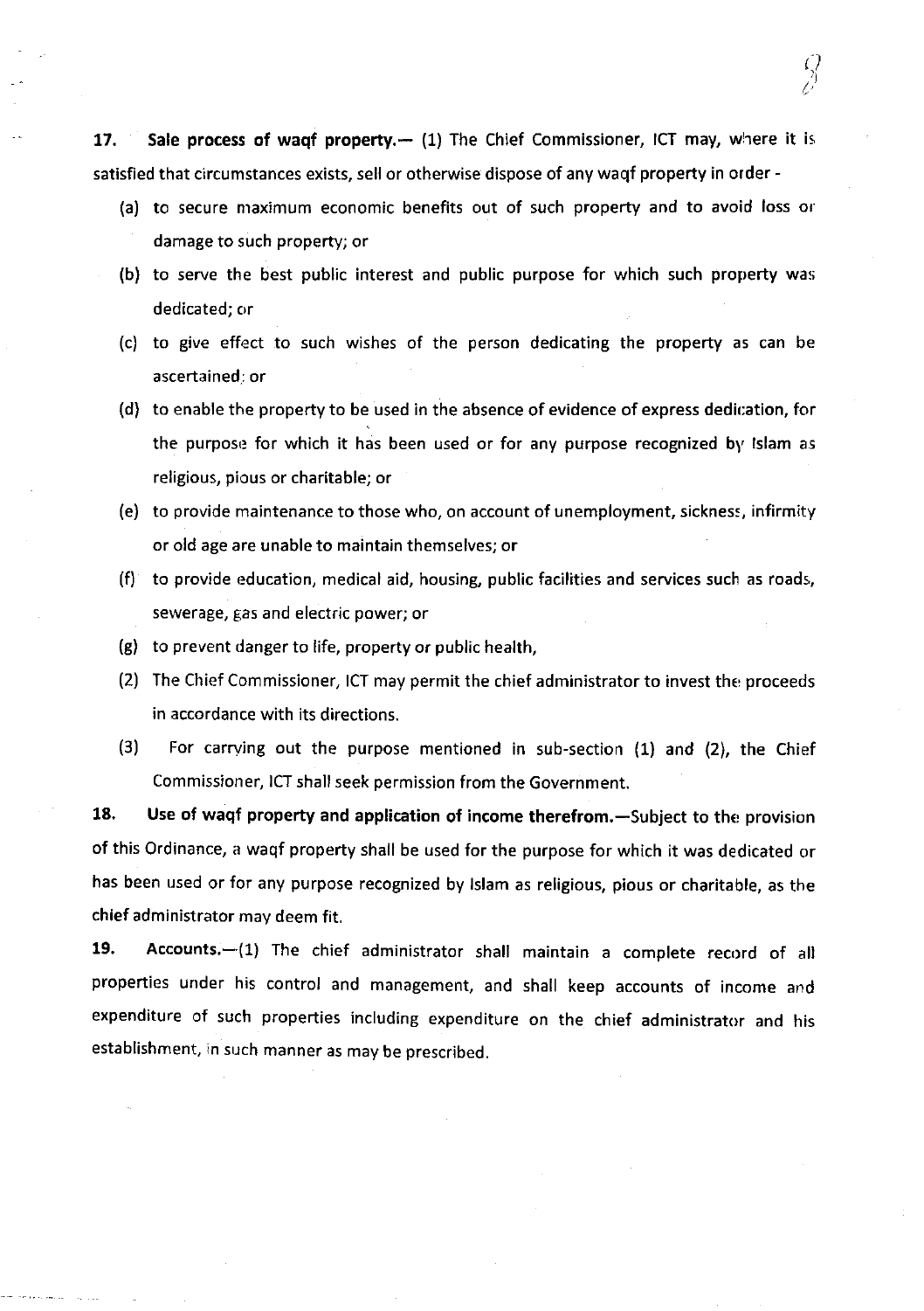**17. Sale process of waqf property.**— (1) The Chief Commissioner, ICT may, where it is satisfied that circumstances exists, sell or otherwise dispose of any waqf property in order -

(a) to secure maximum economic benefits out of such property and to avoid loss or damage to such property; or

(b) to serve the best public interest and public purpose for which such property was dedicated; or

(c) to give effect to such wishes of the person dedicating the property as can be ascertained; or

(d) to enable the property to be used in the absence of evidence of express dedication, for the purpose for which it has been used or for any purpose recognized by Islam as religious, pious or charitable; or

(e) to provide maintenance to those who, on account of unemployment, sickness, infirmity or old age are unable to maintain themselves; or

(f) to provide education, medical aid, housing, public facilities and services such as roads, sewerage, gas and electric power; or

(g) to prevent danger to life, property or public health,

(2) The Chief Commissioner, ICT may permit the chief administrator to invest the proceeds in accordance with its directions.

(3) For carrying out the purpose mentioned in sub-section (1) and (2), the Chief Commissioner, ICT shall seek permission from the Government.

**18. Use of waqf property and application of income therefrom.**—Subject to the provision of this Ordinance, a waqf property shall be used for the purpose for which it was dedicated or has been used or for any purpose recognized by Islam as religious, pious or charitable, as the chief administrator may deem fit.

**19. Accounts.**—(1) The chief administrator shall maintain a complete record of all properties under his control and management, and shall keep accounts of income and expenditure of such properties including expenditure on the chief administrator and his establishment, in such manner as may be prescribed.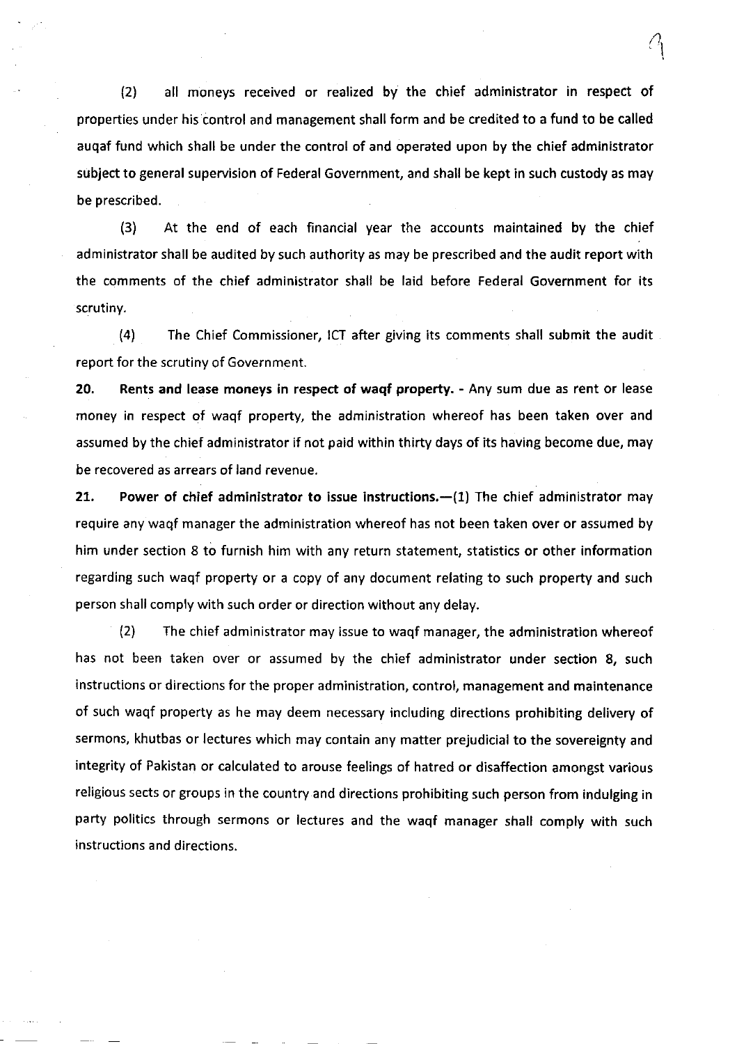(2) all moneys received or realized by the chief administrator in respect of properties under his control and management shall form and be credited to a fund to be called auqaf fund which shall be under the control of and operated upon by the chief administrator subject to general supervision of Federal Government, and shall be kept in such custody as may be prescribed.

(3) At the end of each financial year the accounts maintained by the chief administrator shall be audited by such authority as may be prescribed and the audit report with the comments of the chief administrator shall be laid before Federal Government for its scrutiny.

(4) The Chief Commissioner, ICT after giving its comments shall submit the audit report for the scrutiny of Government.

**20. Rents and lease moneys in respect of waqf property.** - Any sum due as rent or lease money in respect of waqf property, the administration whereof has been taken over and assumed by the chief administrator if not paid within thirty days of its having become due, may be recovered as arrears of land revenue.

**21. Power of chief administrator to issue instructions.**—(1) The chief administrator may require any waqf manager the administration whereof has not been taken over or assumed by him under section 8 to furnish him with any return statement, statistics or other information regarding such waqf property or a copy of any document relating to such property and such person shall comply with such order or direction without any delay.

(2) The chief administrator may issue to waqf manager, the administration whereof has not been taken over or assumed by the chief administrator under section 8, such instructions or directions for the proper administration, control, management and maintenance of such waqf property as he may deem necessary including directions prohibiting delivery of sermons, khutbas or lectures which may contain any matter prejudicial to the sovereignty and integrity of Pakistan or calculated to arouse feelings of hatred or disaffection amongst various religious sects or groups in the country and directions prohibiting such person from indulging in party politics through sermons or lectures and the waqf manager shall comply with such instructions and directions.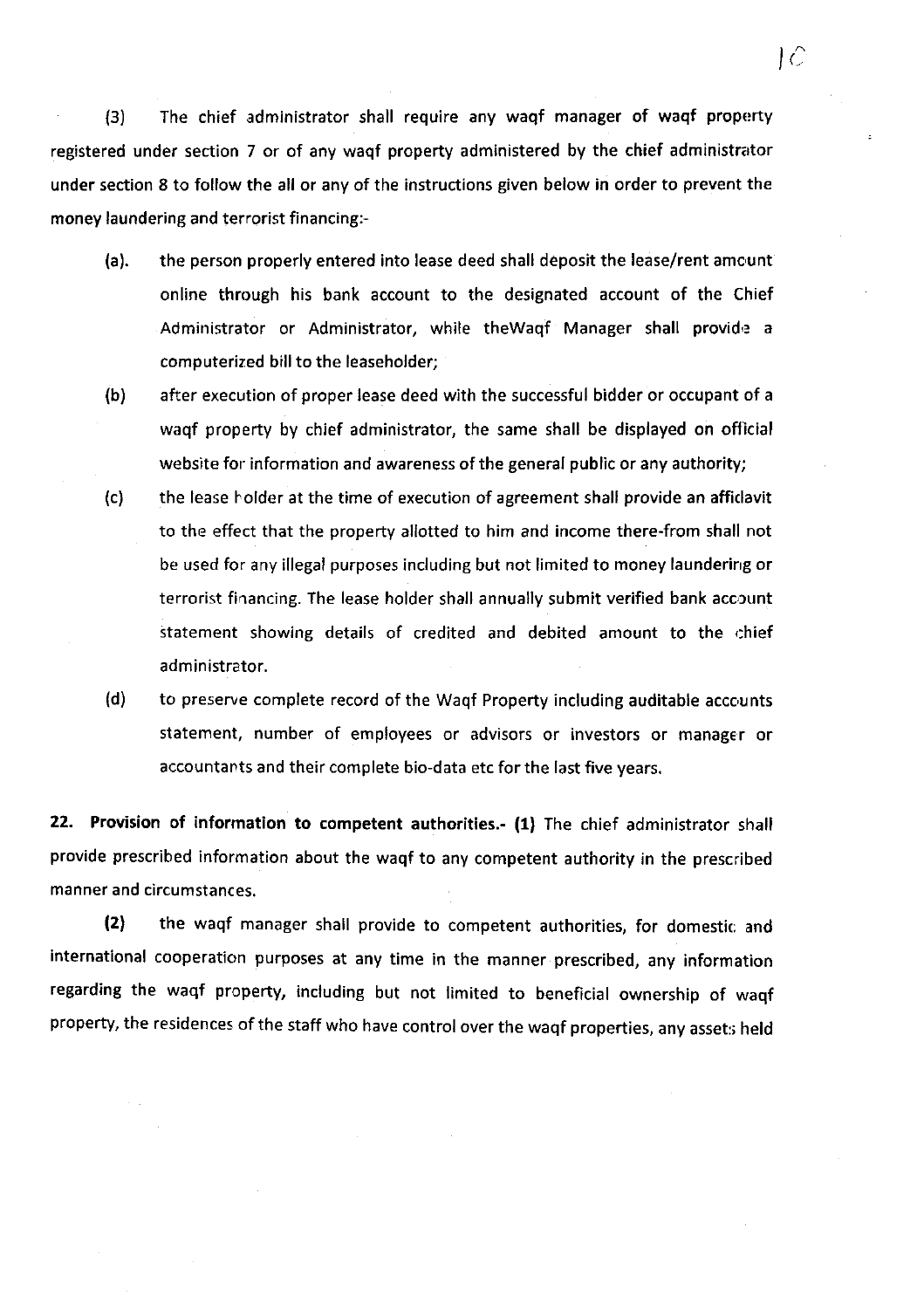(3) The chief administrator shall require any waqf manager of waqf property registered under section 7 or of any waqf property administered by the chief administrator under section 8 to follow the all or any of the instructions given below in order to prevent the money laundering and terrorist financing:-

(a). the person properly entered into lease deed shall deposit the lease/rent amount online through his bank account to the designated account of the Chief Administrator or Administrator, while theWaqf Manager shall provide a computerized bill to the leaseholder;

(b) after execution of proper lease deed with the successful bidder or occupant of a waqf property by chief administrator, the same shall be displayed on official website for information and awareness of the general public or any authority;

(c) the lease holder at the time of execution of agreement shall provide an affidavit to the effect that the property allotted to him and income there-from shall not be used for any illegal purposes including but not limited to money laundering or terrorist financing. The lease holder shall annually submit verified bank account statement showing details of credited and debited amount to the chief administrator.

(d) to preserve complete record of the Waqf Property including auditable accounts statement, number of employees or advisors or investors or manager or accountants and their complete bio-data etc for the last five years.

**22. Provision of information to competent authorities.- (1)** The chief administrator shall provide prescribed information about the waqf to any competent authority in the prescribed manner and circumstances.

**(2)** the waqf manager shall provide to competent authorities, for domestic and international cooperation purposes at any time in the manner prescribed, any information regarding the waqf property, including but not limited to beneficial ownership of waqf property, the residences of the staff who have control over the waqf properties, any assets held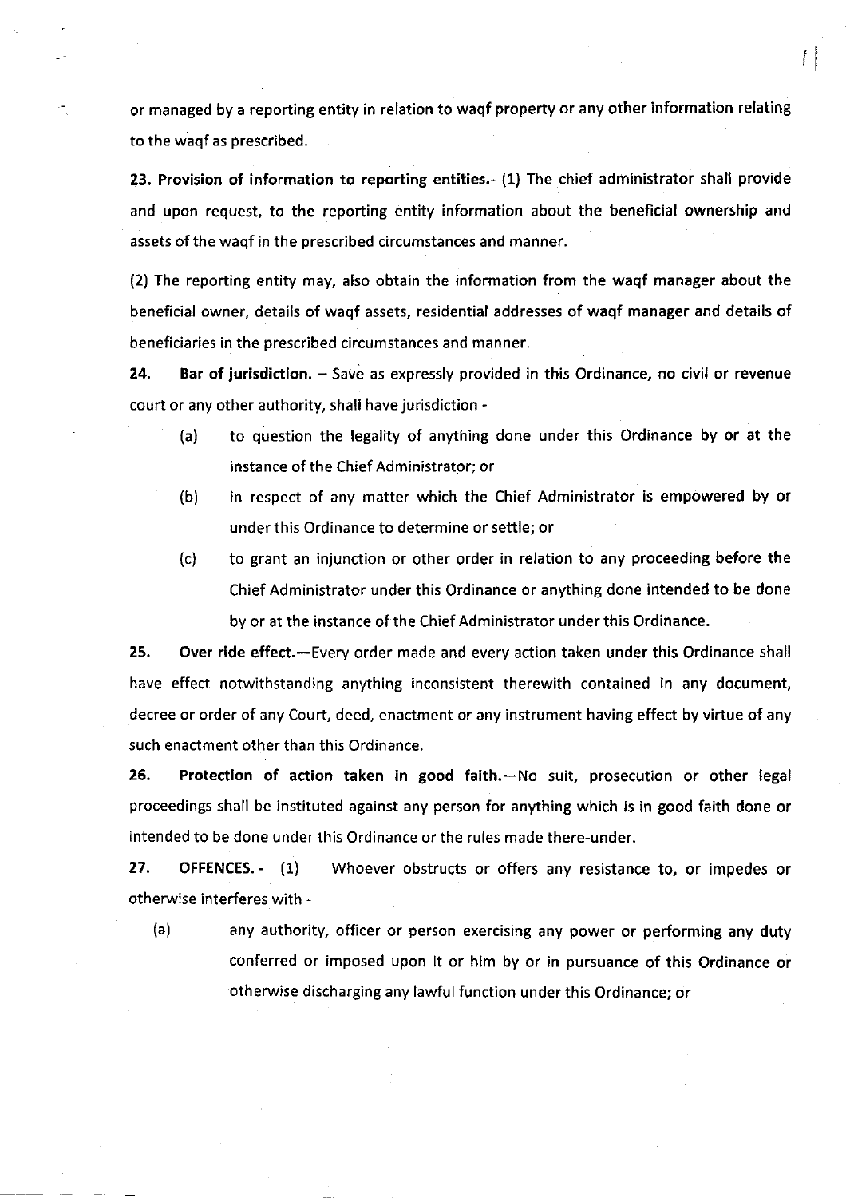or managed by a reporting entity in relation to waqf property or any other information relating to the waqf as prescribed.

**23. Provision of information to reporting entities.**- (1) The chief administrator shall provide and upon request, to the reporting entity information about the beneficial ownership and assets of the waqf in the prescribed circumstances and manner.

(2) The reporting entity may, also obtain the information from the waqf manager about the beneficial owner, details of waqf assets, residential addresses of waqf manager and details of beneficiaries in the prescribed circumstances and manner.

**24. Bar of jurisdiction.** – Save as expressly provided in this Ordinance, no civil or revenue court or any other authority, shall have jurisdiction -

(a) to question the legality of anything done under this Ordinance by or at the instance of the Chief Administrator; or

(b) in respect of any matter which the Chief Administrator is empowered by or under this Ordinance to determine or settle; or

(c) to grant an injunction or other order in relation to any proceeding before the Chief Administrator under this Ordinance or anything done intended to be done by or at the instance of the Chief Administrator under this Ordinance.

**25. Over ride effect.**—Every order made and every action taken under this Ordinance shall have effect notwithstanding anything inconsistent therewith contained in any document, decree or order of any Court, deed, enactment or any instrument having effect by virtue of any such enactment other than this Ordinance.

**26. Protection of action taken in good faith.**—No suit, prosecution or other legal proceedings shall be instituted against any person for anything which is in good faith done or intended to be done under this Ordinance or the rules made there-under.

**27. OFFENCES.** - (1) Whoever obstructs or offers any resistance to, or impedes or otherwise interferes with -

(a) any authority, officer or person exercising any power or performing any duty conferred or imposed upon it or him by or in pursuance of this Ordinance or otherwise discharging any lawful function under this Ordinance; or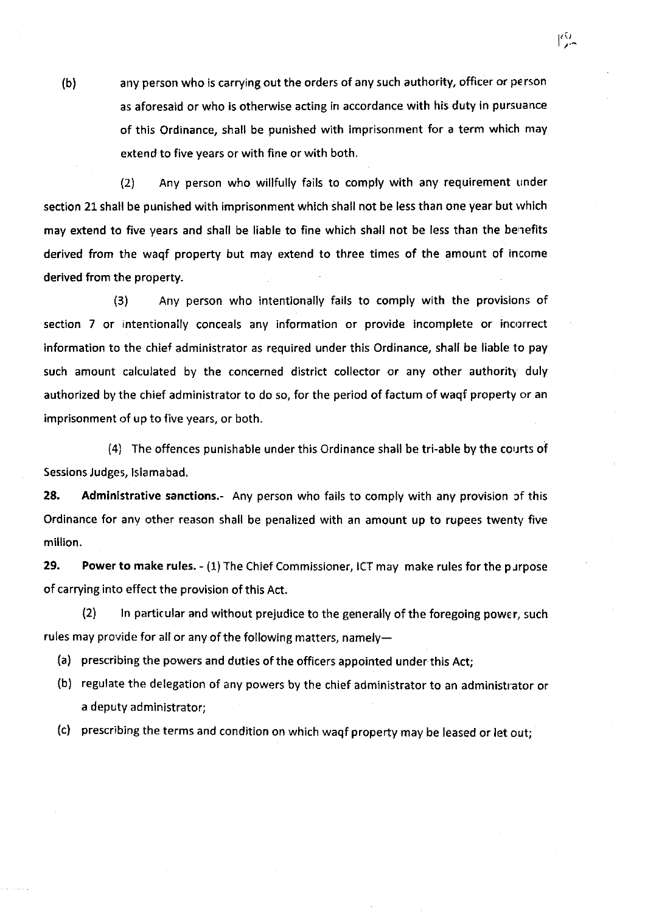(b) any person who is carrying out the orders of any such authority, officer or person as aforesaid or who is otherwise acting in accordance with his duty in pursuance of this Ordinance, shall be punished with imprisonment for a term which may extend to five years or with fine or with both.

(2) Any person who willfully fails to comply with any requirement under section 21 shall be punished with imprisonment which shall not be less than one year but which may extend to five years and shall be liable to fine which shall not be less than the benefits derived from the waqf property but may extend to three times of the amount of income derived from the property.

(3) Any person who intentionally fails to comply with the provisions of section 7 or intentionally conceals any information or provide incomplete or incorrect information to the chief administrator as required under this Ordinance, shall be liable to pay such amount calculated by the concerned district collector or any other authority duly authorized by the chief administrator to do so, for the period of factum of waqf property or an imprisonment of up to five years, or both.

(4) The offences punishable under this Ordinance shall be tri-able by the courts of Sessions Judges, Islamabad.

**28. Administrative sanctions.-** Any person who fails to comply with any provision of this Ordinance for any other reason shall be penalized with an amount up to rupees twenty five million.

**29. Power to make rules. -** (1) The Chief Commissioner, ICT may make rules for the purpose of carrying into effect the provision of this Act.

(2) In particular and without prejudice to the generally of the foregoing power, such rules may provide for all or any of the following matters, namely—

(a) prescribing the powers and duties of the officers appointed under this Act;

(b) regulate the delegation of any powers by the chief administrator to an administrator or a deputy administrator;

(c) prescribing the terms and condition on which waqf property may be leased or let out;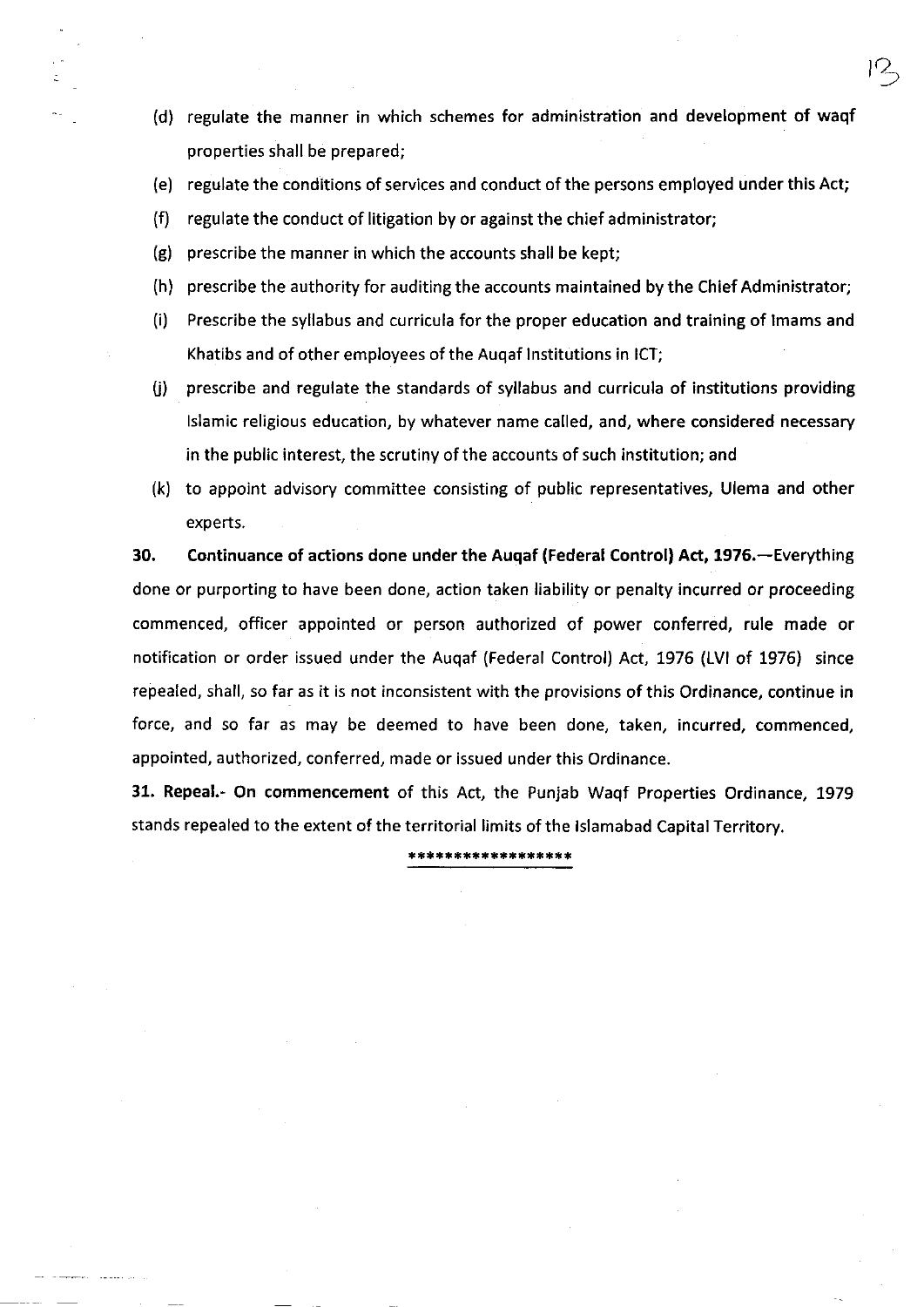(d) regulate the manner in which schemes for administration and development of waqf properties shall be prepared;

(e) regulate the conditions of services and conduct of the persons employed under this Act;

(f) regulate the conduct of litigation by or against the chief administrator;

(g) prescribe the manner in which the accounts shall be kept;

(h) prescribe the authority for auditing the accounts maintained by the Chief Administrator;

(i) Prescribe the syllabus and curricula for the proper education and training of Imams and Khatibs and of other employees of the Auqaf Institutions in ICT;

(j) prescribe and regulate the standards of syllabus and curricula of institutions providing Islamic religious education, by whatever name called, and, where considered necessary in the public interest, the scrutiny of the accounts of such institution; and

(k) to appoint advisory committee consisting of public representatives, Ulema and other experts.

**30. Continuance of actions done under the Auqaf (Federal Control) Act, 1976.**—Everything done or purporting to have been done, action taken liability or penalty incurred or proceeding commenced, officer appointed or person authorized of power conferred, rule made or notification or order issued under the Auqaf (Federal Control) Act, 1976 (LVI of 1976) since repealed, shall, so far as it is not inconsistent with the provisions of this Ordinance, continue in force, and so far as may be deemed to have been done, taken, incurred, commenced, appointed, authorized, conferred, made or issued under this Ordinance.

**31. Repeal.- On commencement** of this Act, the Punjab Waqf Properties Ordinance, 1979 stands repealed to the extent of the territorial limits of the Islamabad Capital Territory.

******************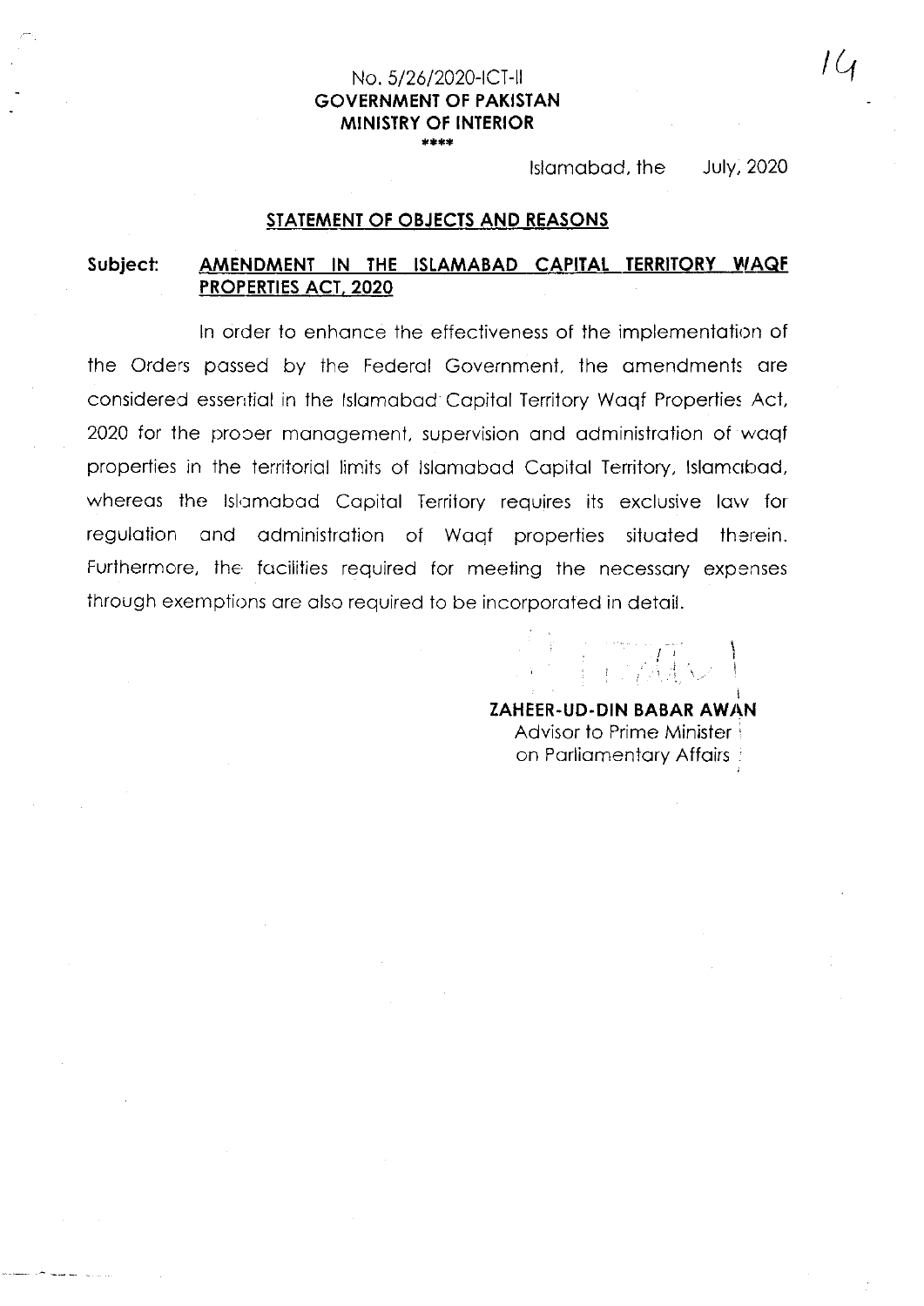No. 5/26/2020-ICT-II

**GOVERNMENT OF PAKISTAN**

**MINISTRY OF INTERIOR**

\*\*\*\*

Islamabad, the July, 2020

## STATEMENT OF OBJECTS AND REASONS

**Subject: AMENDMENT IN THE ISLAMABAD CAPITAL TERRITORY WAQF PROPERTIES ACT, 2020**

In order to enhance the effectiveness of the implementation of the Orders passed by the Federal Government, the amendments are considered essential in the Islamabad Capital Territory Waqf Properties Act, 2020 for the proper management, supervision and administration of waqf properties in the territorial limits of Islamabad Capital Territory, Islamabad, whereas the Islamabad Capital Territory requires its exclusive law for regulation and administration of Waqf properties situated therein. Furthermore, the facilities required for meeting the necessary expenses through exemptions are also required to be incorporated in detail.

**ZAHEER-UD-DIN BABAR AWAN**
Advisor to Prime Minister
on Parliamentary Affairs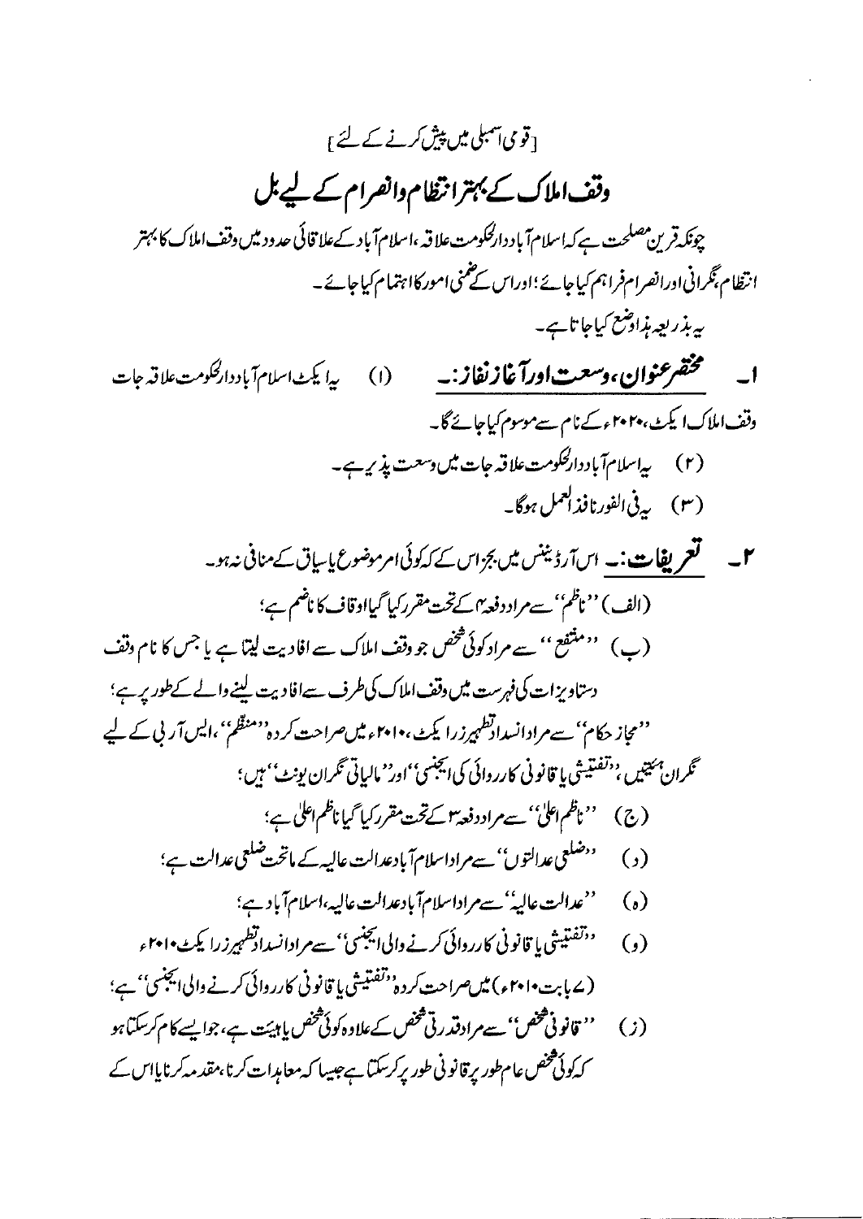[قومی اسمبلی میں پیش کرنے کے لئے]

# وقف املاک کے بہتر انتظام وانصرام کے لیے بل

چونکہ قرین مصلحت ہے کہ اسلام آباد دارالحکومت علاقہ، اسلام آباد کے علاقائی حدود میں وقف املاک کا بہتر انتظام، نگرانی اور انصرام فراہم کیا جائے؛ اور اس کے ضمنی امور کا اہتمام کیا جائے۔

یہ بذریعہ ہذا وضع کیا جاتا ہے۔

۱۔ **مختصر عنوان، وسعت اور آغاز نفاذ:۔** (۱) یہ ایکٹ اسلام آباد دارالحکومت علاقہ جات وقف املاک ایکٹ، ۲۰۲۰ء کے نام سے موسوم کیا جائے گا۔

(۲) یہ اسلام آباد دارالحکومت علاقہ جات میں وسعت پذیر ہے۔

(۳) یہ فی الفور نافذ العمل ہوگا۔

۲۔ **تعریفات:۔** اس آرڈیننس میں بجز اس کے کہ کوئی امر موضوع یا سیاق کے منافی نہ ہو۔

(الف) ''ناظم'' سے مراد دفعہ ۴ کے تحت مقرر کیا گیا اوقاف کا ناظم ہے؛

(ب) ''منتفع'' سے مراد کوئی شخص جو وقف املاک سے افادیت لیتا ہے یا جس کا نام وقف دستاویزات کی فہرست میں وقف املاک کی طرف سے افادیت لینے والے کے طور پر ہے؛

''مجاز حکام'' سے مراد انسداد تطہیر زر ایکٹ، ۲۰۱۰ء میں صراحت کردہ ''منظم''، ایس آر بی کے لیے نگران ہیئتیں، ''تفتیشی یا قانونی کارروائی کی ایجنسی'' اور ''مالیاتی نگران یونٹ'' ہیں؛

(ج) ''ناظم اعلیٰ'' سے مراد دفعہ ۳ کے تحت مقرر کیا گیا ناظم اعلیٰ ہے؛

(د) ''ضلعی عدالتوں'' سے مراد اسلام آباد عدالت عالیہ کے ماتحت ضلعی عدالت ہے؛

(ہ) ''عدالت عالیہ'' سے مراد اسلام آباد عدالت عالیہ، اسلام آباد ہے؛

(و) ''تفتیشی یا قانونی کارروائی کرنے والی ایجنسی'' سے مراد انسداد تطہیر زر ایکٹ ۲۰۱۰ء (۷ بابت ۲۰۱۰ء) میں صراحت کردہ ''تفتیشی یا قانونی کارروائی کرنے والی ایجنسی'' ہے؛

(ز) ''قانونی شخص'' سے مراد قدرتی شخص کے علاوہ کوئی شخص یا ہیئت ہے، جو ایسے کام کر سکتا ہو کہ کوئی شخص عام طور پر قانونی طور پر کر سکتا ہے جیسا کہ معاہدات کرنا، مقدمہ کرنا یا اس کے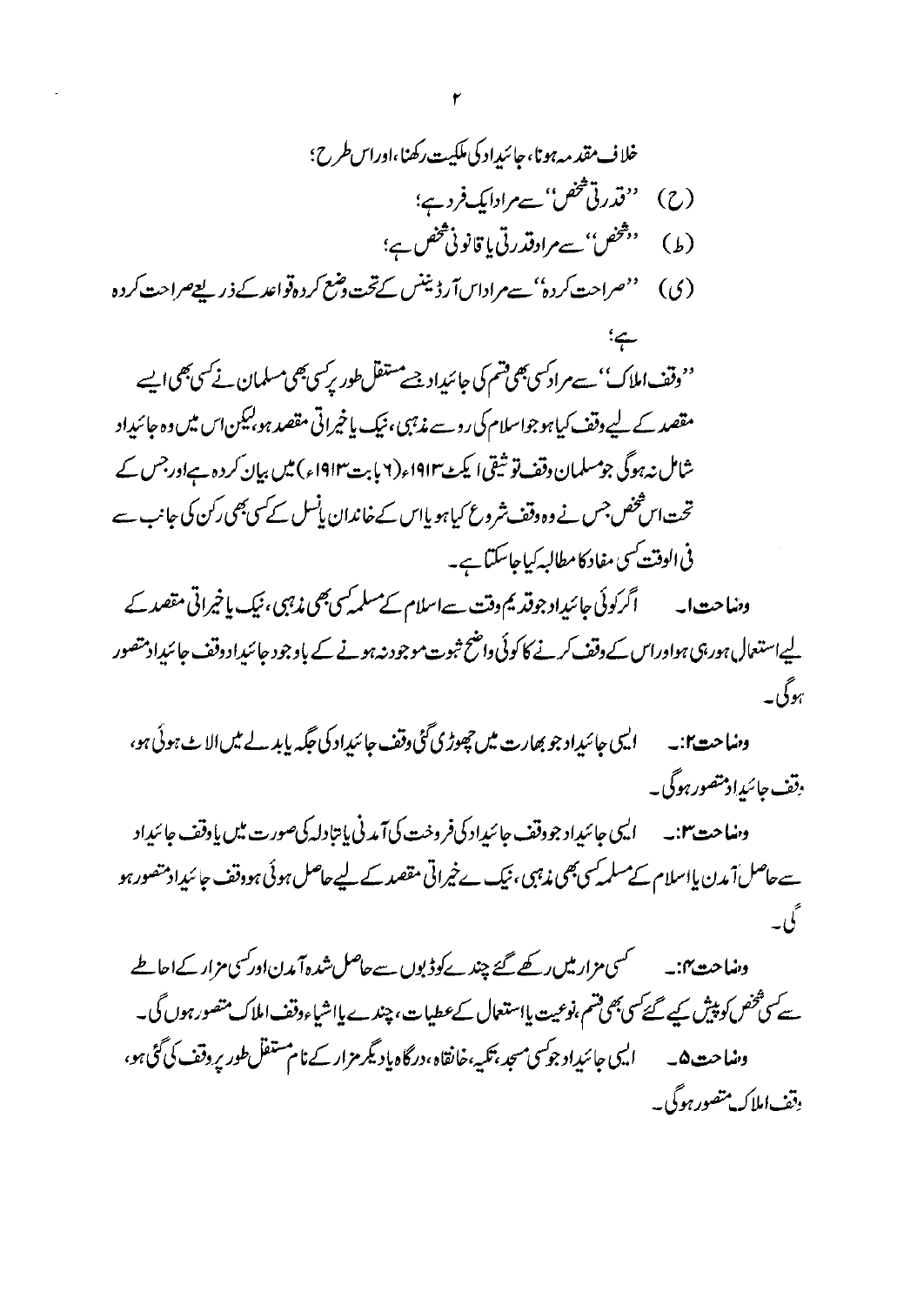خلاف مقدمہ ہونا، جائیداد کی ملکیت رکھنا، اور اس طرح؛

(ح) ''قدرتی شخص'' سے مراد ایک فرد ہے؛

(ط) ''شخص'' سے مراد قدرتی یا قانونی شخص ہے؛

(ی) ''صراحت کردہ'' سے مراد اس آرڈیننس کے تحت وضع کردہ قواعد کے ذریعے صراحت کردہ ہے؛

''وقف املاک'' سے مراد کسی بھی قسم کی جائیداد جسے مستقل طور پر کسی بھی مسلمان نے کسی بھی ایسے مقصد کے لیے وقف کیا ہو جو اسلام کی رو سے مذہبی، نیک یا خیراتی مقصد ہو، لیکن اس میں وہ جائیداد شامل نہ ہوگی جو مسلمان وقف توثیقی ایکٹ ۱۹۱۳ء (۶ بابت ۱۹۱۳ء) میں بیان کردہ ہے اور جس کے تحت اس شخص جس نے وہ وقف شروع کیا ہو یا اس کے خاندان یا نسل کے کسی بھی رکن کی جانب سے فی الوقت کسی مفاد کا مطالبہ کیا جا سکتا ہے۔

وضاحت ۱۔ اگر کوئی جائیداد جو قدیم وقت سے اسلام کے مسلمہ کسی بھی مذہبی، نیک یا خیراتی مقصد کے لیے استعمال ہو رہی ہو اور اس کے وقف کرنے کا کوئی واضح ثبوت موجود نہ ہونے کے باوجود جائیداد وقف جائیداد متصور ہوگی۔

وضاحت ۲:۔ ایسی جائیداد جو بھارت میں چھوڑی گئی وقف جائیداد کی جگہ یا بدلے میں الاٹ ہوئی ہو، وقف جائیداد متصور ہوگی۔

وضاحت ۳:۔ ایسی جائیداد جو وقف جائیداد کی فروخت کی آمدنی یا تبادلہ کی صورت میں یا وقف جائیداد سے حاصل آمدن یا اسلام کے مسلمہ کسی بھی مذہبی، نیک ے خیراتی مقصد کے لیے حاصل ہوئی ہو وقف جائیداد متصور ہو گی۔

وضاحت ۴:۔ کسی مزار میں رکھے گئے چندے کو ڈبوں سے حاصل شدہ آمدن اور کسی مزار کے احاطے سے کسی شخص کو پیش کیے گئے کسی بھی قسم، نوعیت یا استعمال کے عطیات، چندے یا اشیاء وقف املاک متصور ہوں گی۔

وضاحت ۵۔ ایسی جائیداد جو کسی مسجد، تکیہ، خانقاہ، درگاہ یا دیگر مزار کے نام مستقل طور پر وقف کی گئی ہو، وقف املاک متصور ہوگی۔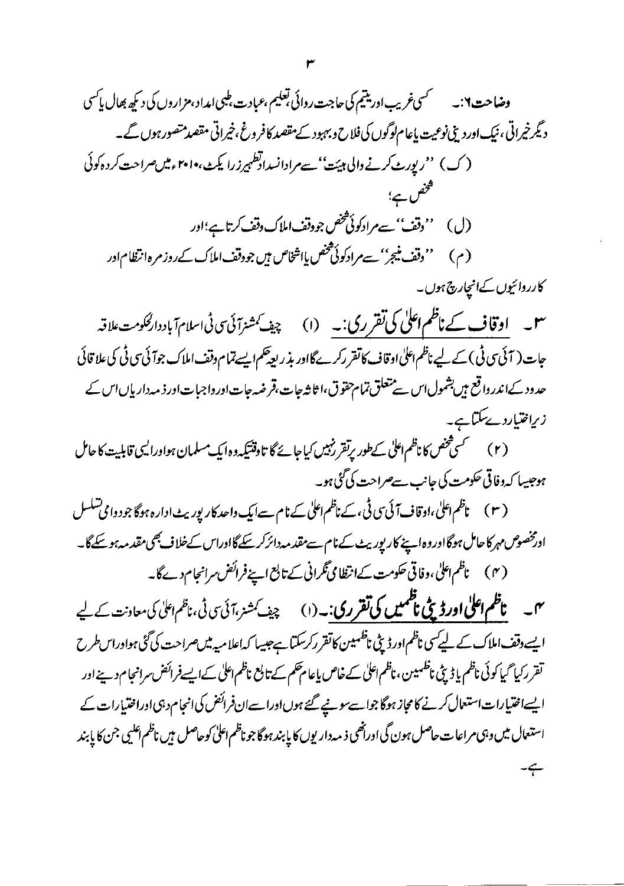وضاحت۲:۔ کسی غریب اور یتیم کی حاجت روائی، تعلیم، عبادت، طبی امداد، مزاروں کی دیکھ بھال یا کسی دیگر خیراتی، نیک اور دینی نوعیت یا عام لوگوں کی فلاح و بہبود کے مقصد کا فروغ، خیراتی مقصد متصور ہوں گے۔

(ک) ''رپورٹ کرنے والی ہیئت'' سے مراد انسداد تطہیر زر ایکٹ، ۲۰۱۰ء میں صراحت کردہ کوئی شخص ہے؛

(ل) ''وقف'' سے مراد کوئی شخص جو وقف املاک وقف کرتا ہے؛ اور

(م) ''وقف منیجر'' سے مراد کوئی شخص یا اشخاص ہیں جو وقف املاک کے روزمرہ انتظام اور کارروائیوں کے انچارج ہوں۔

۳۔ **اوقاف کے ناظم اعلیٰ کی تقرری:۔** (۱) چیف کمشنر آئی سی ٹی اسلام آباد دارالحکومت علاقہ جات (آئی سی ٹی) کے لیے ناظم اعلیٰ اوقاف کا تقرر کرے گا اور بذریعہ حکم ایسے تمام وقف املاک جو آئی سی ٹی کی علاقائی حدود کے اندر واقع ہیں بشمول اس سے متعلق تمام حقوق، اثاثہ جات، قرضہ جات اور واجبات اور ذمہ داریاں اس کے زیر اختیار دے سکتا ہے۔

(۲) کسی شخص کا ناظم اعلیٰ کے طور پر تقرر نہیں کیا جائے گا تاوقتیکہ وہ ایک مسلمان ہو اور ایسی قابلیت کا حامل ہو جیسا کہ وفاقی حکومت کی جانب سے صراحت کی گئی ہو۔

(۳) ناظم اعلیٰ، اوقاف آئی سی ٹی، کے ناظم اعلیٰ کے نام سے ایک واحد کارپوریٹ ادارہ ہوگا جو دوامی تسلسل اور مخصوص مہر کا حامل ہوگا اور وہ اپنے کارپوریٹ کے نام سے مقدمہ دائر کر سکے گا اور اس کے خلاف بھی مقدمہ ہو سکے گا۔

(۴) ناظم اعلیٰ، وفاقی حکومت کے انتظامی نگرانی کے تابع اپنے فرائض سرانجام دے گا۔

۴۔ **ناظم اعلیٰ اور ڈپٹی ناظمین کی تقرری:۔** (۱) چیف کمشنر، آئی سی ٹی، ناظم اعلیٰ کی معاونت کے لیے ایسے وقف املاک کے لیے کسی ناظم اور ڈپٹی ناظمین کا تقرر کر سکتا ہے جیسا کہ اعلامیہ میں صراحت کی گئی ہو اور اس طرح تقرر کیا گیا کوئی ناظم یا ڈپٹی ناظمین، ناظم اعلیٰ کے خاص یا عام حکم کے تابع ناظم اعلیٰ کے ایسے فرائض سرانجام دینے اور ایسے اختیارات استعمال کرنے کا مجاز ہوگا جو اسے سونپے گئے ہوں اور اسے ان فرائض کی انجام دہی اور اختیارات کے استعمال میں وہی مراعات حاصل ہوں گی اور انھی ذمہ داریوں کا پابند ہوگا جو ناظم اعلیٰ کو حاصل ہیں ناظم اعلیٰ جن کا پابند ہے۔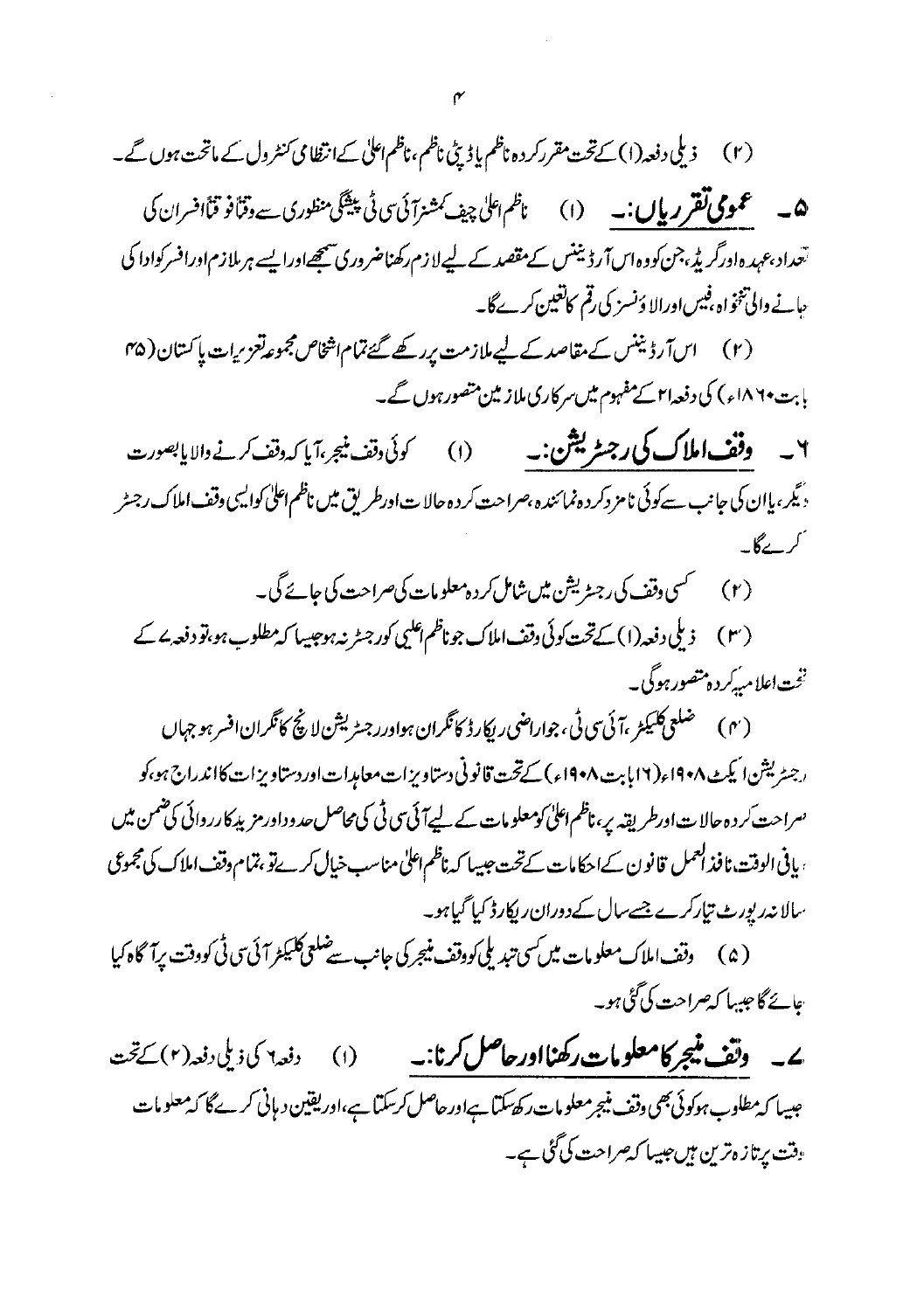(۲) ذیلی دفعہ (۱) کے تحت مقرر کردہ ناظم یا ڈپٹی ناظم، ناظم اعلیٰ کے انتظامی کنٹرول کے ماتحت ہوں گے۔

۵۔ **عمومی تقرریاں:۔** (۱) ناظم اعلیٰ چیف کمشنر آئی سی ٹی پیشگی منظوری سے وقتاً فوقتاً افسران کی تعداد، عہدہ اور گریڈ، جن کو وہ اس آرڈیننس کے مقصد کے لیے لازم رکھنا ضروری سمجھے اور ایسے ہر ملازم اور افسر کو ادا کی جانے والی تنخواہ، فیس اور الاؤنسز کی رقم کا تعین کرے گا۔

(۲) اس آرڈیننس کے مقاصد کے لیے ملازمت پر رکھے گئے تمام اشخاص مجموعہ تعزیرات پاکستان (۴۵ بابت ۱۸۶۰ء) کی دفعہ ۲۱ کے مفہوم میں سرکاری ملازمین متصور ہوں گے۔

۶۔ **وقف املاک کی رجسٹریشن:۔** (۱) کوئی وقف منیجر، آیا کہ وقف کرنے والا یا بصورت دیگر، یا ان کی جانب سے کوئی نامزد کردہ نمائندہ، صراحت کردہ حالات اور طریق میں ناظم اعلیٰ کو ایسی وقف املاک رجسٹر کرے گا۔

(۲) کسی وقف کی رجسٹریشن میں شامل کردہ معلومات کی صراحت کی جائے گی۔

(۳) ذیلی دفعہ (۱) کے تحت کوئی وقف املاک جو ناظم اعلیٰ کو رجسٹر نہ ہو جیسا کہ مطلوب ہو، تو دفعہ ۷ کے تحت اعلامیہ کردہ متصور ہوگی۔

(۴) ضلعی کلیکٹر، آئی سی ٹی، جو اراضی ریکارڈ کا نگران ہو اور رجسٹریشن لائچ کا نگران افسر ہو جہاں رجسٹریشن ایکٹ ۱۹۰۸ء (۱۶ بابت ۱۹۰۸ء) کے تحت قانونی دستاویزات معاہدات اور دستاویزات کا اندراج ہو، کو صراحت کردہ حالات اور طریقہ پر، ناظم اعلیٰ کو معلومات کے لیے آئی سی ٹی کی محاصل حدود اور مزید کارروائی کی ضمن میں بافی الوقت، نافذ العمل قانون کے احکامات کے تحت جیسا کہ ناظم اعلیٰ مناسب خیال کرے تو، تمام وقف املاک کی مجموعی سالانہ رپورٹ تیار کرے جسے سال کے دوران ریکارڈ کیا گیا ہو۔

(۵) وقف املاک معلومات میں کسی تبدیلی کو وقف منیجر کی جانب سے ضلعی کلیکٹر آئی سی ٹی کو وقت پر آگاہ کیا جائے گا جیسا کہ صراحت کی گئی ہو۔

۷۔ **وقف منیجر کا معلومات رکھنا اور حاصل کرنا:۔** (۱) دفعہ ۶ کی ذیلی دفعہ (۲) کے تحت جیسا کہ مطلوب ہو کوئی بھی وقف منیجر معلومات رکھ سکتا ہے اور حاصل کر سکتا ہے، اور یقین دہانی کرے گا کہ معلومات وقت پر تازہ ترین ہیں جیسا کہ صراحت کی گئی ہے۔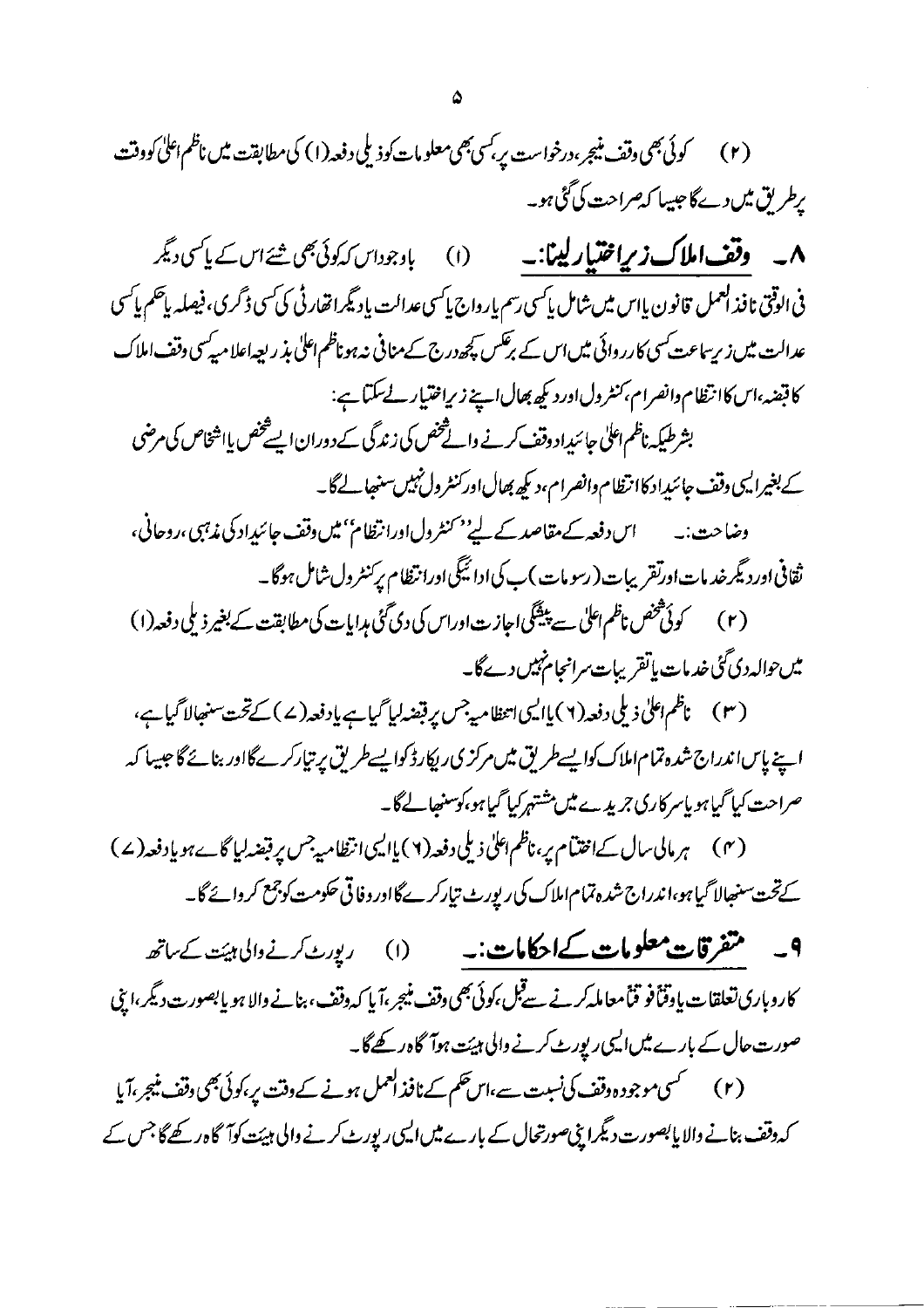(۲) کوئی بھی وقف منیجر، درخواست پر، کسی بھی معلومات کو ذیلی دفعہ (۱) کی مطابقت میں ناظم اعلیٰ کو وقت پر طریق میں دے گا جیسا کہ صراحت کی گئی ہو۔

۸۔ **وقف املاک زیر اختیار لینا:۔** (۱) باوجود اس کہ کوئی بھی شئے اس کے یا کسی دیگر فی الوقتی نافذ العمل قانون یا اس میں شامل یا کسی رسم یا رواج یا کسی عدالت یا دیگر اتھارٹی کی کسی ڈگری، فیصلہ یا حکم یا کسی عدالت میں زیر سماعت کسی کارروائی میں اس کے برعکس کچھ درج کے منافی نہ ہو ناظم اعلیٰ بذریعہ اعلامیہ کسی وقف املاک کا قبضہ، اس کا انتظام و انصرام، کنٹرول اور دیکھ بھال اپنے زیر اختیار لے سکتا ہے:

بشرطیکہ ناظم اعلیٰ جائیداد وقف کرنے والے شخص کی زندگی کے دوران ایسے شخص یا اشخاص کی مرضی کے بغیر ایسی وقف جائیداد کا انتظام و انصرام، دیکھ بھال اور کنٹرول نہیں سنبھالے گا۔

وضاحت:۔ اس دفعہ کے مقاصد کے لیے ''کنٹرول اور انتظام'' میں وقف جائیداد کی مذہبی، روحانی، ثقافی اور دیگر خدمات اور تقریبات (رسومات) ب کی ادائیگی اور انتظام پر کنٹرول شامل ہوگا۔

(۲) کوئی شخص ناظم اعلیٰ سے پیشگی اجازت اور اس کی دی گئی ہدایات کی مطابقت کے بغیر ذیلی دفعہ (۱) میں حوالہ دی گئی خدمات یا تقریبات سرانجام نہیں دے گا۔

(۳) ناظم اعلیٰ ذیلی دفعہ (۶) یا ایسی انتظامیہ جس پر قبضہ لیا گیا ہے یا دفعہ (۷) کے تحت سنبھالا گیا ہے، اپنے پاس اندراج شدہ تمام املاک کو ایسے طریق میں مرکزی ریکارڈ کو ایسے طریق پر تیار کرے گا اور بنائے گا جیسا کہ صراحت کیا گیا ہو یا سرکاری جریدے میں مشتہر کیا گیا ہو، کو سنبھالے گا۔

(۴) ہر مالی سال کے اختتام پر، ناظم اعلیٰ ذیلی دفعہ (۶) یا ایسی انتظامیہ جس پر قبضہ لیا گاے ہو یا دفعہ (۷) کے تحت سنبھالا گیا ہو، اندراج شدہ تمام املاک کی رپورٹ تیار کرے گا اور وفاقی حکومت کو جمع کروائے گا۔

۹۔ **متفرقات معلومات کے احکامات:۔** (۱) رپورٹ کرنے والی ہیئت کے ساتھ کاروباری تعلقات یا وقتاً فوقتاً معاملہ کرنے سے قبل، کوئی بھی وقف منیجر، آیا کہ وقف، بنانے والا ہو یا بصورت دیگر، اپنی صورت حال کے بارے میں ایسی رپورٹ کرنے والی ہیئت ہو آگاہ رکھے گا۔

(۲) کسی موجودہ وقف کی نسبت سے، اس حکم کے نافذ العمل ہونے کے وقت پر، کوئی بھی وقف منیجر، آیا کہ وقف بنانے والا یا بصورت دیگر اپنی صورتحال کے بارے میں ایسی رپورٹ کرنے والی ہیئت کو آگاہ رکھے گا جس کے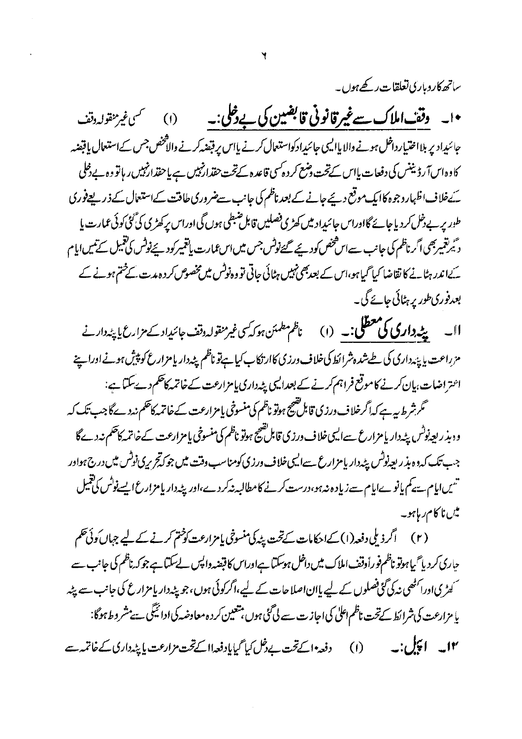ساتھ کاروباری تعلقات رکھے ہوں۔

**۱۰۔ وقف املاک سے غیر قانونی قابضین کی بے دخلی:۔** (۱) کسی غیر منقولہ وقف جائیداد پر بلا اختیار داخل ہونے والا یا ایسی جائیداد کو استعمال کرنے یا اس پر قبضہ کرنے والا شخص جس کے استعمال یا قبضہ کا وہ اس آرڈیننس کی دفعات یا اس کے تحت وضع کردہ کسی قاعدہ کے تحت حقدار نہیں ہے یا حقدار نہیں رہا تو وہ بے دخلی کے خلاف اظہار وجوہ کا ایک موقع دیئے جانے کے بعد ناظم کی جانب سے ضروری طاقت کے استعمال کے ذریعے فوری طور پر بے دخل کر دیا جائے گا اور اس جائیداد میں کھڑی فصلیں قابل ضبطی ہوں گی اور اس پر کھڑی کی گئی کوئی عمارت یا دیگر تعمیر بھی اگر ناظم کی جانب سے اس شخص کو دیئے گئے نوٹس جس میں اس عمارت یا تعمیر کو دیئے نوٹس کی تعمیل کے تیس ایام کے اندر ہٹانے کا تقاضا کیا گیا ہو، اس کے بعد بھی نہیں ہٹائی جاتی تو وہ نوٹس میں مخصوص کردہ مدت کے ختم ہونے کے بعد فوری طور پر ہٹائی جائے گی۔

**۱۱۔ پٹہ داری کی معطلی:۔** (۱) ناظم مطمئن ہو کہ کسی غیر منقولہ وقف جائیداد کے مزارع یا پٹہ دار نے مزارعت یا پٹہ داری کی طے شدہ شرائط کی خلاف ورزی کا ارتکاب کیا ہے تو ناظم پٹہ دار یا مزارع کو پیش ہونے اور اپنے اعتراضات بیان کرنے کا موقع فراہم کرنے کے بعد ایسی پٹہ داری یا مزارعت کے خاتمہ کا حکم دے سکتا ہے:

مگر شرط یہ ہے کہ اگر خلاف ورزی قابل تصحیح ہو تو ناظم کی منسوخی یا مزارعت کے خاتمہ کا حکم نہ دے گا جب تک کہ وہ بذریعہ نوٹس پٹہ دار یا مزارع سے ایسی خلاف ورزی قابل تصحیح ہو تو ناظم کی منسوخی یا مزارعت کے خاتمہ کا حکم نہ دے گا جب تک کہ وہ بذریعہ نوٹس پٹہ دار یا مزارع سے ایسی خلاف ورزی کو مناسب وقت میں جو کہ تحریری نوٹس میں درج ہو اور تیس ایام سے کم یا نوے ایام سے زیادہ نہ ہو، درست کرنے کا مطالبہ نہ کر دے، اور پٹہ دار یا مزارع ایسے نوٹس کی تعمیل میں ناکام رہا ہو۔

(۲) اگر ذیلی دفعہ (۱) کے احکامات کے تحت پٹہ کی منسوخی یا مزارعت کو ختم کرنے کے لیے جہاں کوئی حکم جاری کر دیا گیا ہو تو ناظم فوراً وقف املاک میں داخل ہو سکتا ہے اور اس کا قبضہ واپس لے سکتا ہے جو کہ ناظم کی جانب سے کھڑی اور اکٹھی نہ کی گئی فصلوں کے لیے یا ان اصلاحات کے لیے، اگر کوئی ہوں، جو پٹہ دار یا مزارع کی جانب سے پٹہ یا مزارعت کی شرائط کے تحت ناظم اعلیٰ کی اجازت سے کی گئی ہوں، متعین کردہ معاوضہ کی ادائیگی سے مشروط ہوگا:

**۱۲۔ اپیل:۔** (۱) دفعہ ۱۰ کے تحت بے دخل کیا گیا یا دفعہ ۱۱ کے تحت مزارعت یا پٹہ داری کے خاتمہ سے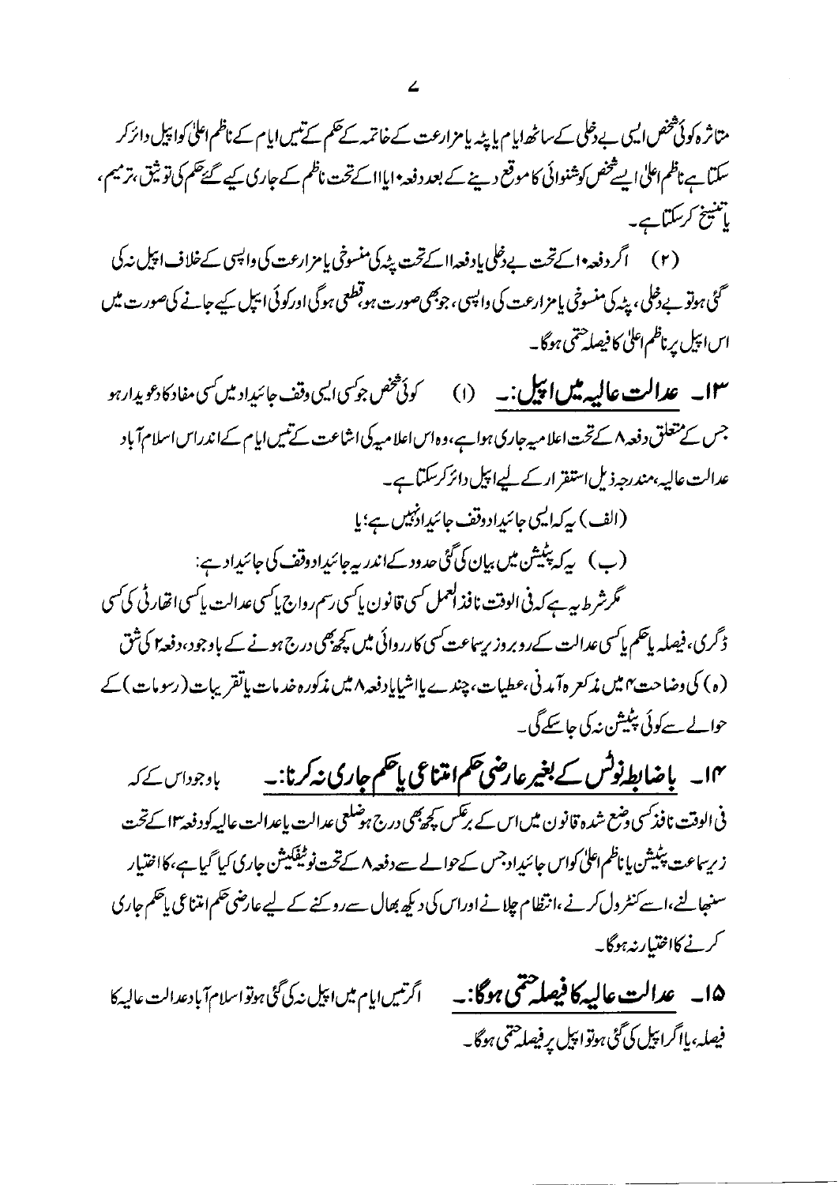متاثرہ کوئی شخص ایسی بے دخلی کے ساٹھ ایام یا پٹہ یا مزارعت کے خاتمہ کے حکم کے تیس ایام کے ناظم اعلیٰ کو اپیل دائر کر سکتا ہے ناظم اعلیٰ ایسے شخص کو شنوائی کا موقع دینے کے بعد دفعہ ۱۰ یا ۱۱ کے تحت ناظم کے جاری کیے گئے حکم کی توثیق، ترمیم، یا تنسیخ کر سکتا ہے۔

(۲) اگر دفعہ ۱۰ کے تحت بے دخلی یا دفعہ ۱۱ کے تحت پٹہ کی منسوخی یا مزارعت کی واپسی کے خلاف اپیل نہ کی گئی ہو تو بے دخلی، پٹہ کی منسوخی یا مزارعت کی واپسی، جو بھی صورت ہو، قطعی ہوگی اور کوئی اپیل کیے جانے کی صورت میں اس اپیل پر ناظم اعلیٰ کا فیصلہ حتمی ہوگا۔

**۱۳۔ عدالت عالیہ میں اپیل:۔** (۱) کوئی شخص جو کسی ایسی وقف جائیداد میں کسی مفاد کا دعویدار ہو جس کے متعلق دفعہ ۸ کے تحت اعلامیہ جاری ہوا ہے، وہ اس اعلامیہ کی اشاعت کے تیس ایام کے اندر اس اسلام آباد عدالت عالیہ، مندرجہ ذیل استقرار کے لیے اپیل دائر کر سکتا ہے۔

(الف) یہ کہ ایسی جائیداد وقف جائیداد نہیں ہے؛ یا

(ب) یہ کہ پٹیشن میں بیان کی گئی حدود کے اندر یہ جائیداد وقف کی جائیداد ہے:

مگر شرط یہ ہے کہ فی الوقت نافذ العمل کسی قانون یا کسی رسم رواج یا کسی عدالت یا کسی اتھارٹی کی کسی ڈگری، فیصلہ یا حکم یا کسی عدالت کے روبرو زیر سماعت کسی کارروائی میں کچھ بھی درج ہونے کے باوجود، دفعہ ۲ کی شق (ہ) کی وضاحت ۴ میں مذکورہ آمدنی، عطیات، چندے یا اشیا یا دفعہ ۸ میں مذکورہ خدمات یا تقریبات (رسومات) کے حوالے سے کوئی پٹیشن نہ کی جا سکے گی۔

**۱۴۔ باضابطہ نوٹس کے بغیر عارضی حکم امتناعی یا حکم جاری نہ کرنا:۔** باوجود اس کے کہ فی الوقت نافذ کسی وضع شدہ قانون میں اس کے برعکس کچھ بھی درج ہو ضلعی عدالت یا عدالت عالیہ کو دفعہ ۱۳ کے تحت زیر سماعت پٹیشن یا ناظم اعلیٰ کو اس جائیداد جس کے حوالے سے دفعہ ۸ کے تحت نوٹیفکیشن جاری کیا گیا ہے، کا اختیار سنبھالنے، اسے کنٹرول کرنے، انتظام چلانے اور اس کی دیکھ بھال سے روکنے کے لیے عارضی حکم امتناعی یا حکم جاری کرنے کا اختیار نہ ہوگا۔

**۱۵۔ عدالت عالیہ کا فیصلہ حتمی ہوگا:۔** اگر تیس ایام میں اپیل نہ کی گئی ہو تو اسلام آباد عدالت عالیہ کا فیصلہ، یا اگر اپیل کی گئی ہو تو اپیل پر فیصلہ حتمی ہوگا۔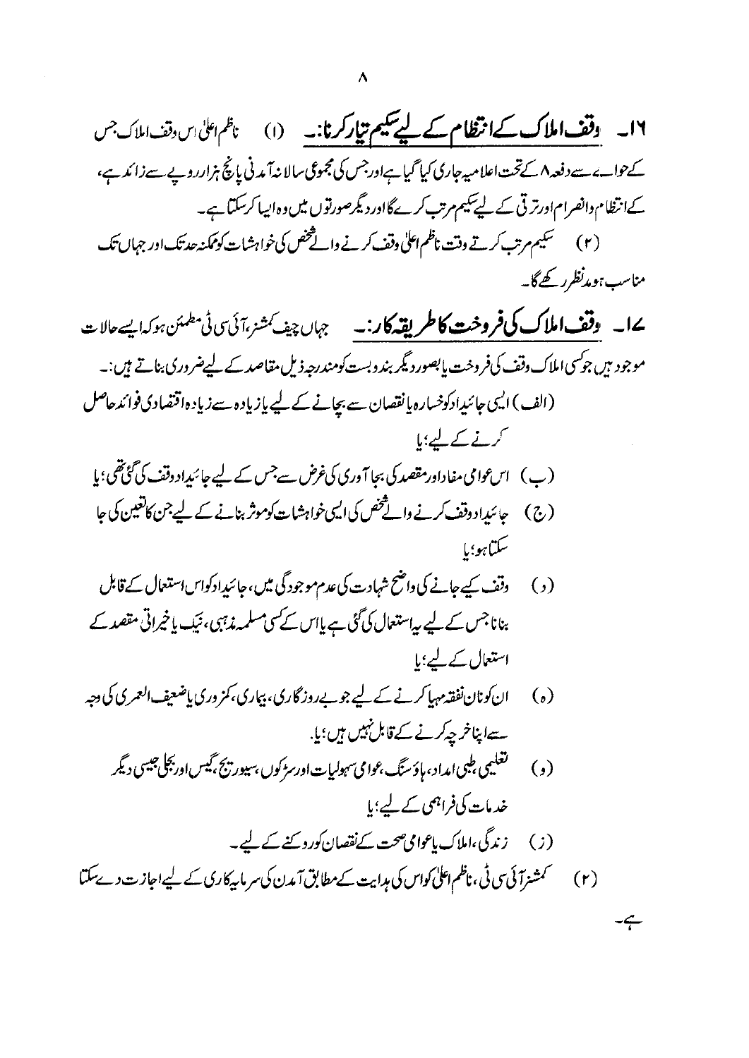**۱۶۔ وقف املاک کے انتظام کے لیے سکیم تیار کرنا:۔** (۱) ناظم اعلیٰ اس وقف املاک جس کے حوالے سے دفعہ ۸ کے تحت اعلامیہ جاری کیا گیا ہے اور جس کی مجموعی سالانہ آمدنی پانچ ہزار روپے سے زائد ہے، کے انتظام و انصرام اور ترقی کے لیے سکیم مرتب کرے گا اور دیگر صورتوں میں وہ ایسا کر سکتا ہے۔

(۲) سکیم مرتب کرتے وقت ناظم اعلیٰ وقف کرنے والے شخص کی خواہشات کو ممکنہ حد تک اور جہاں تک مناسب ہو مدنظر رکھے گا۔

**۱۷۔ وقف املاک کی فروخت کا طریقہ کار:۔** جہاں چیف کمشنر، آئی سی ٹی مطمئن ہو کہ ایسے حالات موجود ہیں، جو کسی املاک وقف کی فروخت یا بصورت دیگر بندوبست کو مندرجہ ذیل مقاصد کے لیے ضروری بناتے ہیں:۔

(الف) ایسی جائیداد کو خسارہ یا نقصان سے بچانے کے لیے یا زیادہ سے زیادہ اقتصادی فوائد حاصل کرنے کے لیے؛ یا

(ب) اس عوامی مفاد اور مقصد کی بجا آوری کی غرض سے جس کے لیے جائیداد وقف کی گئی تھی؛ یا

(ج) جائیداد وقف کرنے والے شخص کی ایسی خواہشات کو موثر بنانے کے لیے جن کا تعین کی جا سکتا ہو؛ یا

(د) وقف کیے جانے کی واضح شہادت کی عدم موجودگی میں، جائیداد کو اس استعمال کے قابل بنانا جس کے لیے یہ استعمال کی گئی ہے یا اس کے کسی مسلمہ مذہبی، نیک یا خیراتی مقصد کے استعمال کے لیے؛ یا

(ہ) ان کو نان نفقہ مہیا کرنے کے لیے جو بے روزگاری، بیماری، کمزوری یا ضعیف العمری کی وجہ سے اپنا خرچہ کرنے کے قابل نہیں ہیں؛ یا

(و) تعلیمی، طبی امداد، ہاؤسنگ، عوامی سہولیات اور سڑکوں، سیوریج، گیس اور بجلی جیسی دیگر خدمات کی فراہمی کے لیے؛ یا

(ز) زندگی، املاک یا عوامی صحت کے نقصان کو روکنے کے لیے۔

(۲) کمشنر آئی سی ٹی، ناظم اعلیٰ کو اس کی ہدایت کے مطابق آمدن کی سرمایہ کاری کے لیے اجازت دے سکتا ہے۔